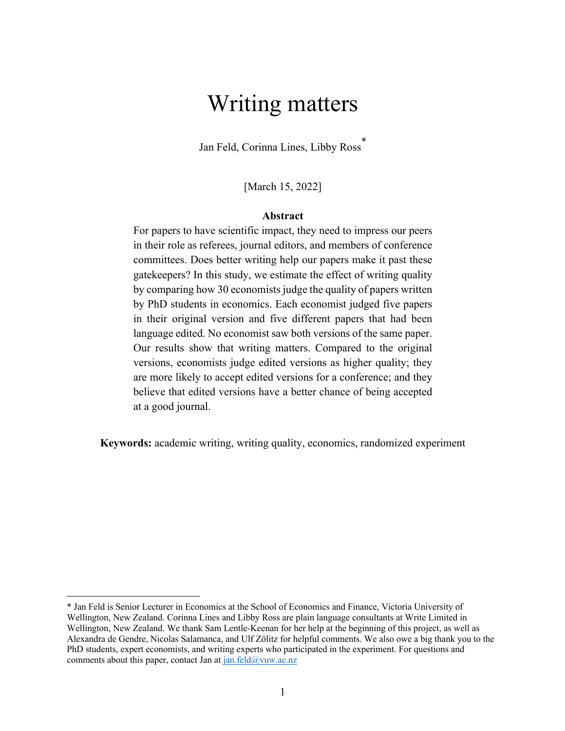# Writing matters

Jan Feld, Corinna Lines, Libby Ross*

[March 15, 2022]

**Abstract**

For papers to have scientific impact, they need to impress our peers in their role as referees, journal editors, and members of conference committees. Does better writing help our papers make it past these gatekeepers? In this study, we estimate the effect of writing quality by comparing how 30 economists judge the quality of papers written by PhD students in economics. Each economist judged five papers in their original version and five different papers that had been language edited. No economist saw both versions of the same paper. Our results show that writing matters. Compared to the original versions, economists judge edited versions as higher quality; they are more likely to accept edited versions for a conference; and they believe that edited versions have a better chance of being accepted at a good journal.

**Keywords:** academic writing, writing quality, economics, randomized experiment

---

* Jan Feld is Senior Lecturer in Economics at the School of Economics and Finance, Victoria University of Wellington, New Zealand. Corinna Lines and Libby Ross are plain language consultants at Write Limited in Wellington, New Zealand. We thank Sam Lentle-Keenan for her help at the beginning of this project, as well as Alexandra de Gendre, Nicolas Salamanca, and Ulf Zölitz for helpful comments. We also owe a big thank you to the PhD students, expert economists, and writing experts who participated in the experiment. For questions and comments about this paper, contact Jan at jan.feld@vuw.ac.nz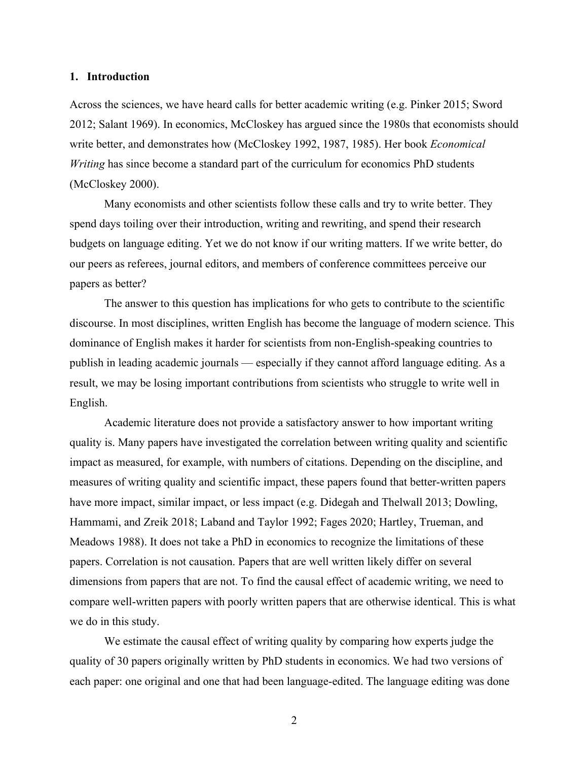## 1. Introduction

Across the sciences, we have heard calls for better academic writing (e.g. Pinker 2015; Sword 2012; Salant 1969). In economics, McCloskey has argued since the 1980s that economists should write better, and demonstrates how (McCloskey 1992, 1987, 1985). Her book *Economical Writing* has since become a standard part of the curriculum for economics PhD students (McCloskey 2000).

Many economists and other scientists follow these calls and try to write better. They spend days toiling over their introduction, writing and rewriting, and spend their research budgets on language editing. Yet we do not know if our writing matters. If we write better, do our peers as referees, journal editors, and members of conference committees perceive our papers as better?

The answer to this question has implications for who gets to contribute to the scientific discourse. In most disciplines, written English has become the language of modern science. This dominance of English makes it harder for scientists from non-English-speaking countries to publish in leading academic journals — especially if they cannot afford language editing. As a result, we may be losing important contributions from scientists who struggle to write well in English.

Academic literature does not provide a satisfactory answer to how important writing quality is. Many papers have investigated the correlation between writing quality and scientific impact as measured, for example, with numbers of citations. Depending on the discipline, and measures of writing quality and scientific impact, these papers found that better-written papers have more impact, similar impact, or less impact (e.g. Didegah and Thelwall 2013; Dowling, Hammami, and Zreik 2018; Laband and Taylor 1992; Fages 2020; Hartley, Trueman, and Meadows 1988). It does not take a PhD in economics to recognize the limitations of these papers. Correlation is not causation. Papers that are well written likely differ on several dimensions from papers that are not. To find the causal effect of academic writing, we need to compare well-written papers with poorly written papers that are otherwise identical. This is what we do in this study.

We estimate the causal effect of writing quality by comparing how experts judge the quality of 30 papers originally written by PhD students in economics. We had two versions of each paper: one original and one that had been language-edited. The language editing was done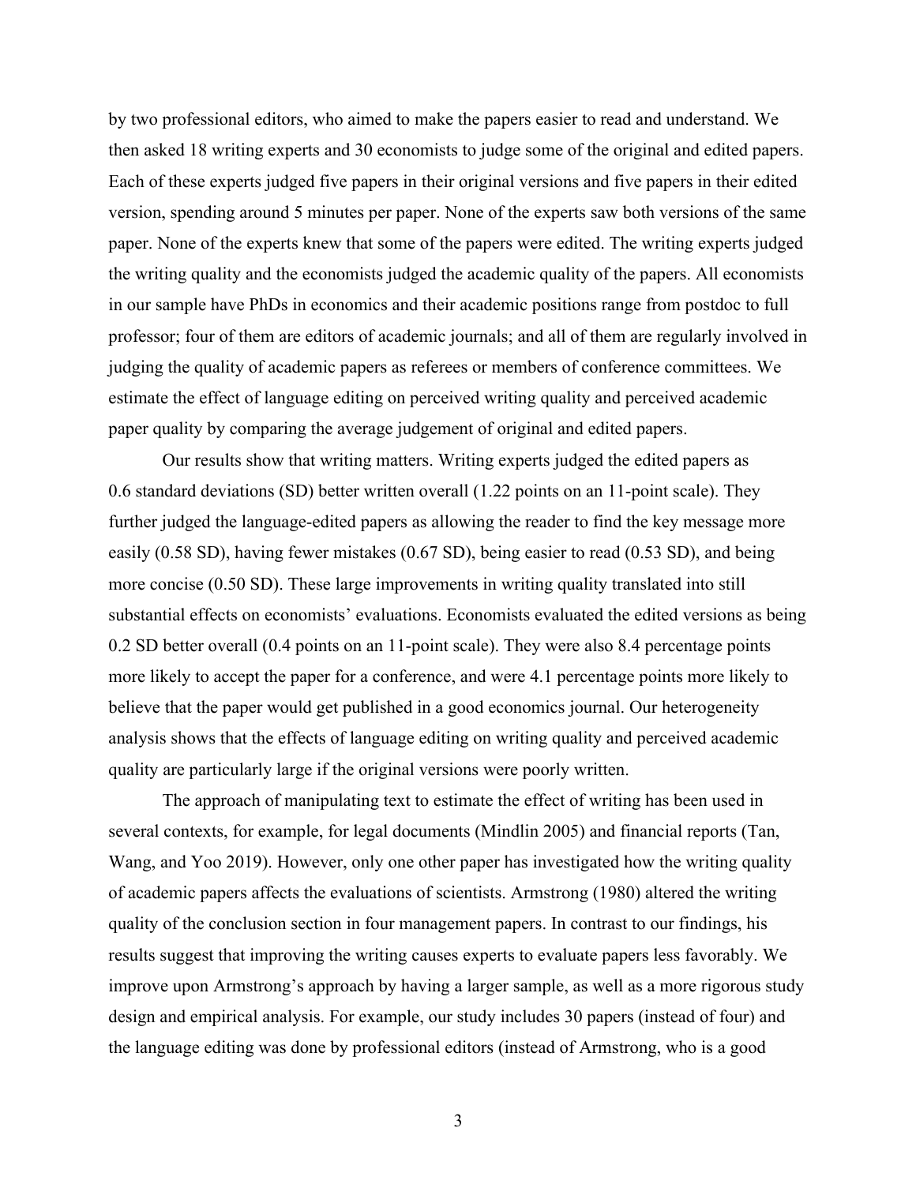by two professional editors, who aimed to make the papers easier to read and understand. We then asked 18 writing experts and 30 economists to judge some of the original and edited papers. Each of these experts judged five papers in their original versions and five papers in their edited version, spending around 5 minutes per paper. None of the experts saw both versions of the same paper. None of the experts knew that some of the papers were edited. The writing experts judged the writing quality and the economists judged the academic quality of the papers. All economists in our sample have PhDs in economics and their academic positions range from postdoc to full professor; four of them are editors of academic journals; and all of them are regularly involved in judging the quality of academic papers as referees or members of conference committees. We estimate the effect of language editing on perceived writing quality and perceived academic paper quality by comparing the average judgement of original and edited papers.

Our results show that writing matters. Writing experts judged the edited papers as 0.6 standard deviations (SD) better written overall (1.22 points on an 11-point scale). They further judged the language-edited papers as allowing the reader to find the key message more easily (0.58 SD), having fewer mistakes (0.67 SD), being easier to read (0.53 SD), and being more concise (0.50 SD). These large improvements in writing quality translated into still substantial effects on economists' evaluations. Economists evaluated the edited versions as being 0.2 SD better overall (0.4 points on an 11-point scale). They were also 8.4 percentage points more likely to accept the paper for a conference, and were 4.1 percentage points more likely to believe that the paper would get published in a good economics journal. Our heterogeneity analysis shows that the effects of language editing on writing quality and perceived academic quality are particularly large if the original versions were poorly written.

The approach of manipulating text to estimate the effect of writing has been used in several contexts, for example, for legal documents (Mindlin 2005) and financial reports (Tan, Wang, and Yoo 2019). However, only one other paper has investigated how the writing quality of academic papers affects the evaluations of scientists. Armstrong (1980) altered the writing quality of the conclusion section in four management papers. In contrast to our findings, his results suggest that improving the writing causes experts to evaluate papers less favorably. We improve upon Armstrong's approach by having a larger sample, as well as a more rigorous study design and empirical analysis. For example, our study includes 30 papers (instead of four) and the language editing was done by professional editors (instead of Armstrong, who is a good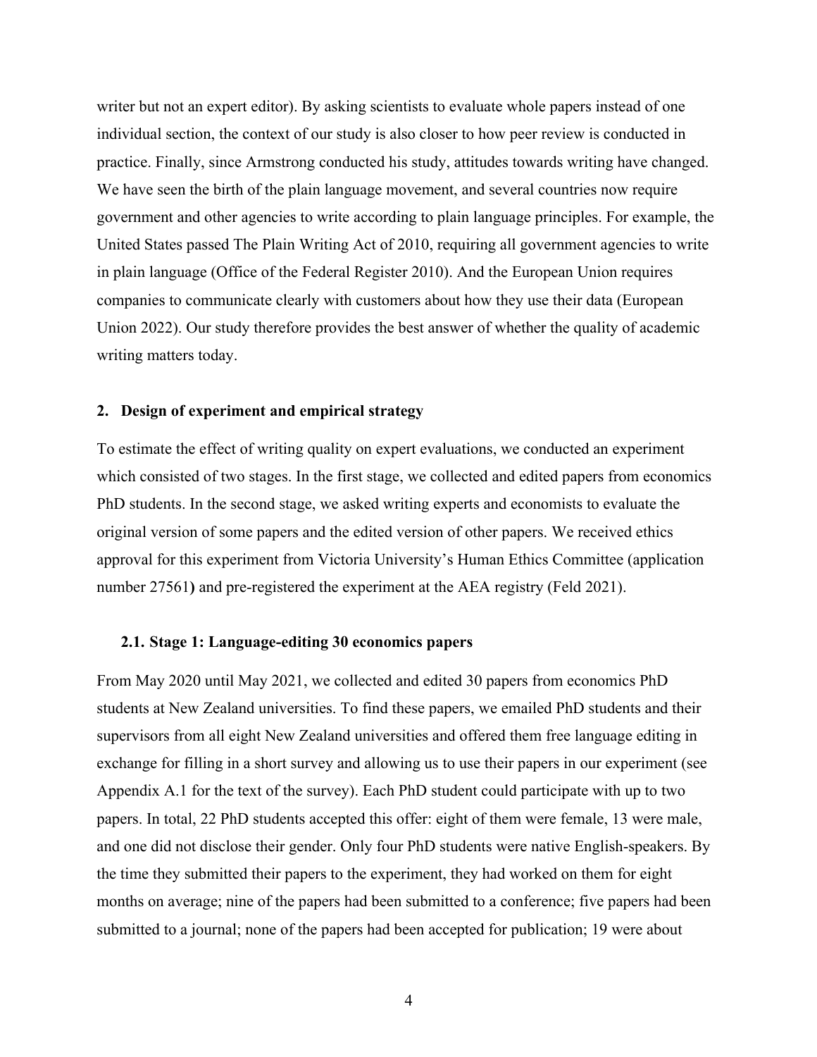writer but not an expert editor). By asking scientists to evaluate whole papers instead of one individual section, the context of our study is also closer to how peer review is conducted in practice. Finally, since Armstrong conducted his study, attitudes towards writing have changed. We have seen the birth of the plain language movement, and several countries now require government and other agencies to write according to plain language principles. For example, the United States passed The Plain Writing Act of 2010, requiring all government agencies to write in plain language (Office of the Federal Register 2010). And the European Union requires companies to communicate clearly with customers about how they use their data (European Union 2022). Our study therefore provides the best answer of whether the quality of academic writing matters today.

## 2. Design of experiment and empirical strategy

To estimate the effect of writing quality on expert evaluations, we conducted an experiment which consisted of two stages. In the first stage, we collected and edited papers from economics PhD students. In the second stage, we asked writing experts and economists to evaluate the original version of some papers and the edited version of other papers. We received ethics approval for this experiment from Victoria University's Human Ethics Committee (application number 27561**)** and pre-registered the experiment at the AEA registry (Feld 2021).

### 2.1. Stage 1: Language-editing 30 economics papers

From May 2020 until May 2021, we collected and edited 30 papers from economics PhD students at New Zealand universities. To find these papers, we emailed PhD students and their supervisors from all eight New Zealand universities and offered them free language editing in exchange for filling in a short survey and allowing us to use their papers in our experiment (see Appendix A.1 for the text of the survey). Each PhD student could participate with up to two papers. In total, 22 PhD students accepted this offer: eight of them were female, 13 were male, and one did not disclose their gender. Only four PhD students were native English-speakers. By the time they submitted their papers to the experiment, they had worked on them for eight months on average; nine of the papers had been submitted to a conference; five papers had been submitted to a journal; none of the papers had been accepted for publication; 19 were about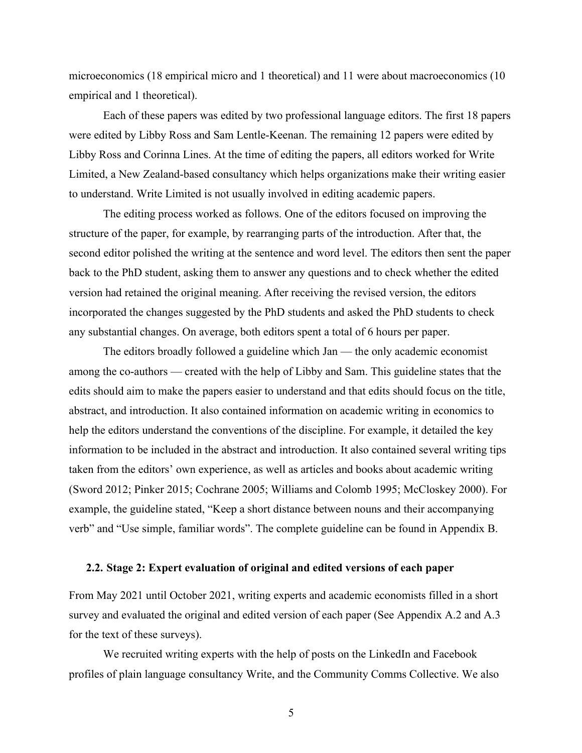microeconomics (18 empirical micro and 1 theoretical) and 11 were about macroeconomics (10 empirical and 1 theoretical).

Each of these papers was edited by two professional language editors. The first 18 papers were edited by Libby Ross and Sam Lentle-Keenan. The remaining 12 papers were edited by Libby Ross and Corinna Lines. At the time of editing the papers, all editors worked for Write Limited, a New Zealand-based consultancy which helps organizations make their writing easier to understand. Write Limited is not usually involved in editing academic papers.

The editing process worked as follows. One of the editors focused on improving the structure of the paper, for example, by rearranging parts of the introduction. After that, the second editor polished the writing at the sentence and word level. The editors then sent the paper back to the PhD student, asking them to answer any questions and to check whether the edited version had retained the original meaning. After receiving the revised version, the editors incorporated the changes suggested by the PhD students and asked the PhD students to check any substantial changes. On average, both editors spent a total of 6 hours per paper.

The editors broadly followed a guideline which Jan — the only academic economist among the co-authors — created with the help of Libby and Sam. This guideline states that the edits should aim to make the papers easier to understand and that edits should focus on the title, abstract, and introduction. It also contained information on academic writing in economics to help the editors understand the conventions of the discipline. For example, it detailed the key information to be included in the abstract and introduction. It also contained several writing tips taken from the editors' own experience, as well as articles and books about academic writing (Sword 2012; Pinker 2015; Cochrane 2005; Williams and Colomb 1995; McCloskey 2000). For example, the guideline stated, "Keep a short distance between nouns and their accompanying verb" and "Use simple, familiar words". The complete guideline can be found in Appendix B.

### 2.2. Stage 2: Expert evaluation of original and edited versions of each paper

From May 2021 until October 2021, writing experts and academic economists filled in a short survey and evaluated the original and edited version of each paper (See Appendix A.2 and A.3 for the text of these surveys).

We recruited writing experts with the help of posts on the LinkedIn and Facebook profiles of plain language consultancy Write, and the Community Comms Collective. We also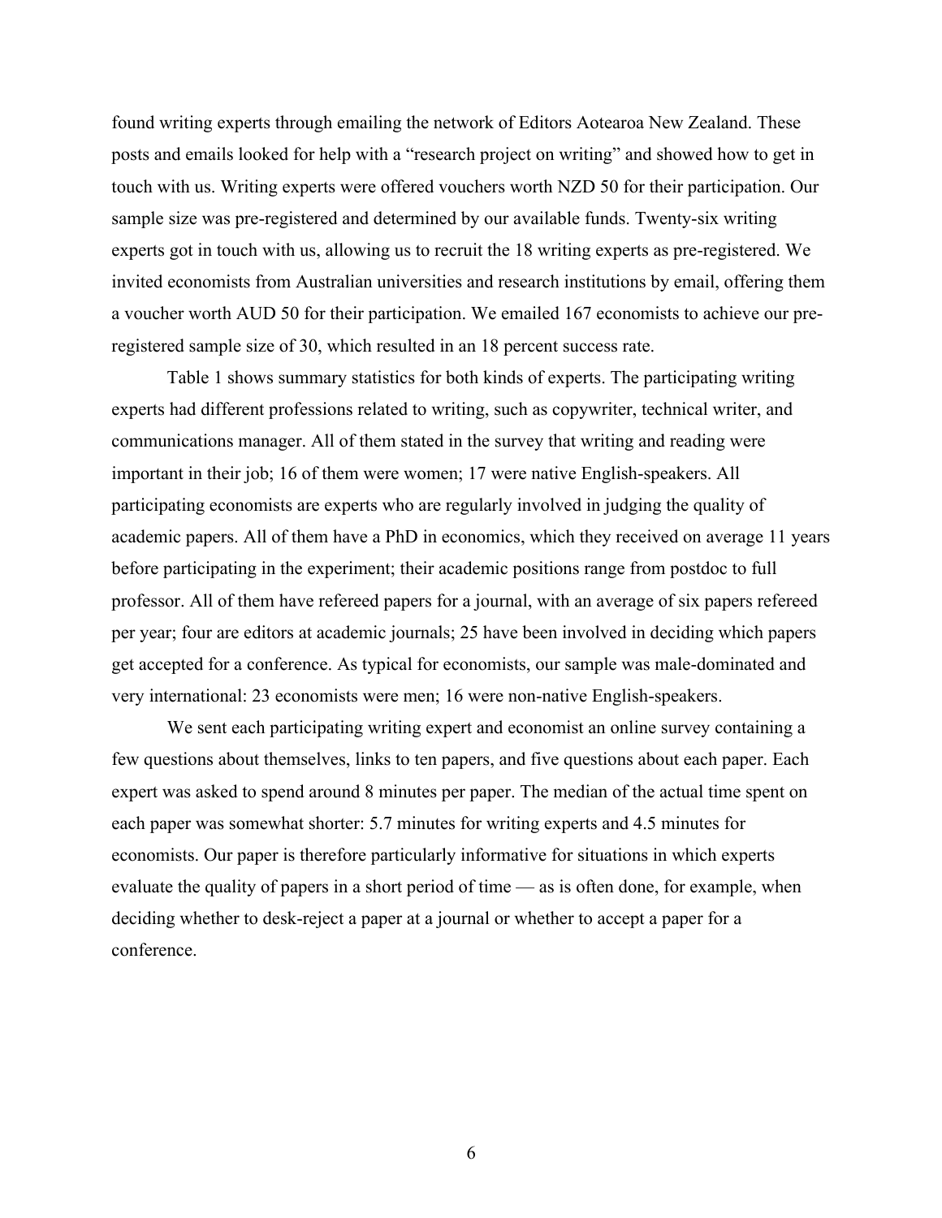found writing experts through emailing the network of Editors Aotearoa New Zealand. These posts and emails looked for help with a "research project on writing" and showed how to get in touch with us. Writing experts were offered vouchers worth NZD 50 for their participation. Our sample size was pre-registered and determined by our available funds. Twenty-six writing experts got in touch with us, allowing us to recruit the 18 writing experts as pre-registered. We invited economists from Australian universities and research institutions by email, offering them a voucher worth AUD 50 for their participation. We emailed 167 economists to achieve our pre-registered sample size of 30, which resulted in an 18 percent success rate.

Table 1 shows summary statistics for both kinds of experts. The participating writing experts had different professions related to writing, such as copywriter, technical writer, and communications manager. All of them stated in the survey that writing and reading were important in their job; 16 of them were women; 17 were native English-speakers. All participating economists are experts who are regularly involved in judging the quality of academic papers. All of them have a PhD in economics, which they received on average 11 years before participating in the experiment; their academic positions range from postdoc to full professor. All of them have refereed papers for a journal, with an average of six papers refereed per year; four are editors at academic journals; 25 have been involved in deciding which papers get accepted for a conference. As typical for economists, our sample was male-dominated and very international: 23 economists were men; 16 were non-native English-speakers.

We sent each participating writing expert and economist an online survey containing a few questions about themselves, links to ten papers, and five questions about each paper. Each expert was asked to spend around 8 minutes per paper. The median of the actual time spent on each paper was somewhat shorter: 5.7 minutes for writing experts and 4.5 minutes for economists. Our paper is therefore particularly informative for situations in which experts evaluate the quality of papers in a short period of time — as is often done, for example, when deciding whether to desk-reject a paper at a journal or whether to accept a paper for a conference.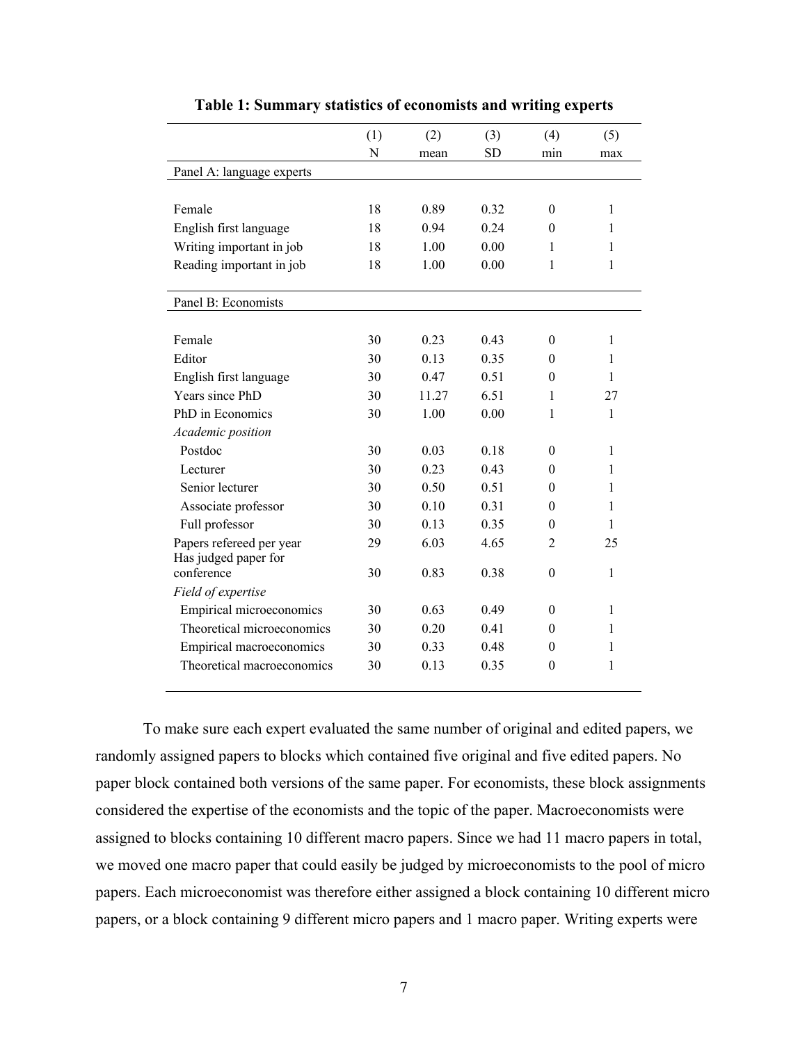**Table 1: Summary statistics of economists and writing experts**

| | (1) N | (2) mean | (3) SD | (4) min | (5) max |
|---|---|---|---|---|---|
| Panel A: language experts | | | | | |
| Female | 18 | 0.89 | 0.32 | 0 | 1 |
| English first language | 18 | 0.94 | 0.24 | 0 | 1 |
| Writing important in job | 18 | 1.00 | 0.00 | 1 | 1 |
| Reading important in job | 18 | 1.00 | 0.00 | 1 | 1 |
| Panel B: Economists | | | | | |
| Female | 30 | 0.23 | 0.43 | 0 | 1 |
| Editor | 30 | 0.13 | 0.35 | 0 | 1 |
| English first language | 30 | 0.47 | 0.51 | 0 | 1 |
| Years since PhD | 30 | 11.27 | 6.51 | 1 | 27 |
| PhD in Economics | 30 | 1.00 | 0.00 | 1 | 1 |
| *Academic position* | | | | | |
| Postdoc | 30 | 0.03 | 0.18 | 0 | 1 |
| Lecturer | 30 | 0.23 | 0.43 | 0 | 1 |
| Senior lecturer | 30 | 0.50 | 0.51 | 0 | 1 |
| Associate professor | 30 | 0.10 | 0.31 | 0 | 1 |
| Full professor | 30 | 0.13 | 0.35 | 0 | 1 |
| Papers refereed per year | 29 | 6.03 | 4.65 | 2 | 25 |
| Has judged paper for conference | 30 | 0.83 | 0.38 | 0 | 1 |
| *Field of expertise* | | | | | |
| Empirical microeconomics | 30 | 0.63 | 0.49 | 0 | 1 |
| Theoretical microeconomics | 30 | 0.20 | 0.41 | 0 | 1 |
| Empirical macroeconomics | 30 | 0.33 | 0.48 | 0 | 1 |
| Theoretical macroeconomics | 30 | 0.13 | 0.35 | 0 | 1 |

To make sure each expert evaluated the same number of original and edited papers, we randomly assigned papers to blocks which contained five original and five edited papers. No paper block contained both versions of the same paper. For economists, these block assignments considered the expertise of the economists and the topic of the paper. Macroeconomists were assigned to blocks containing 10 different macro papers. Since we had 11 macro papers in total, we moved one macro paper that could easily be judged by microeconomists to the pool of micro papers. Each microeconomist was therefore either assigned a block containing 10 different micro papers, or a block containing 9 different micro papers and 1 macro paper. Writing experts were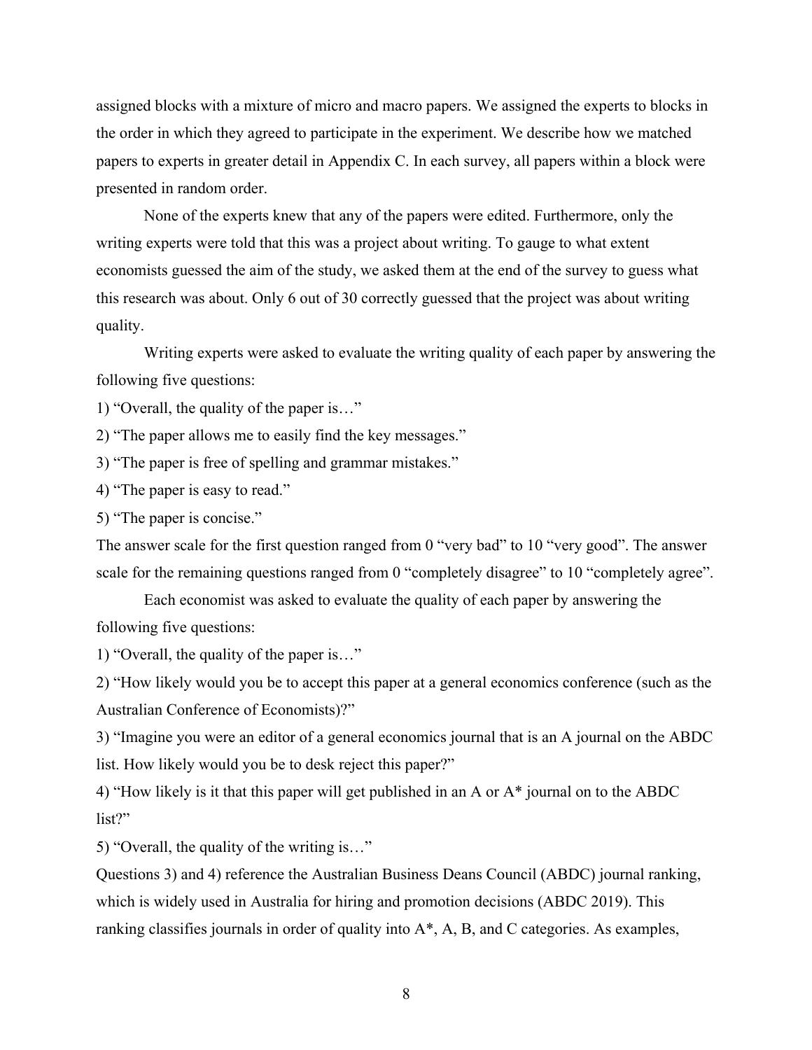assigned blocks with a mixture of micro and macro papers. We assigned the experts to blocks in the order in which they agreed to participate in the experiment. We describe how we matched papers to experts in greater detail in Appendix C. In each survey, all papers within a block were presented in random order.

None of the experts knew that any of the papers were edited. Furthermore, only the writing experts were told that this was a project about writing. To gauge to what extent economists guessed the aim of the study, we asked them at the end of the survey to guess what this research was about. Only 6 out of 30 correctly guessed that the project was about writing quality.

Writing experts were asked to evaluate the writing quality of each paper by answering the following five questions:

1) "Overall, the quality of the paper is…"
2) "The paper allows me to easily find the key messages."
3) "The paper is free of spelling and grammar mistakes."
4) "The paper is easy to read."
5) "The paper is concise."

The answer scale for the first question ranged from 0 "very bad" to 10 "very good". The answer scale for the remaining questions ranged from 0 "completely disagree" to 10 "completely agree".

Each economist was asked to evaluate the quality of each paper by answering the following five questions:

1) "Overall, the quality of the paper is…"
2) "How likely would you be to accept this paper at a general economics conference (such as the Australian Conference of Economists)?"
3) "Imagine you were an editor of a general economics journal that is an A journal on the ABDC list. How likely would you be to desk reject this paper?"
4) "How likely is it that this paper will get published in an A or A* journal on to the ABDC list?"
5) "Overall, the quality of the writing is…"

Questions 3) and 4) reference the Australian Business Deans Council (ABDC) journal ranking, which is widely used in Australia for hiring and promotion decisions (ABDC 2019). This ranking classifies journals in order of quality into A*, A, B, and C categories. As examples,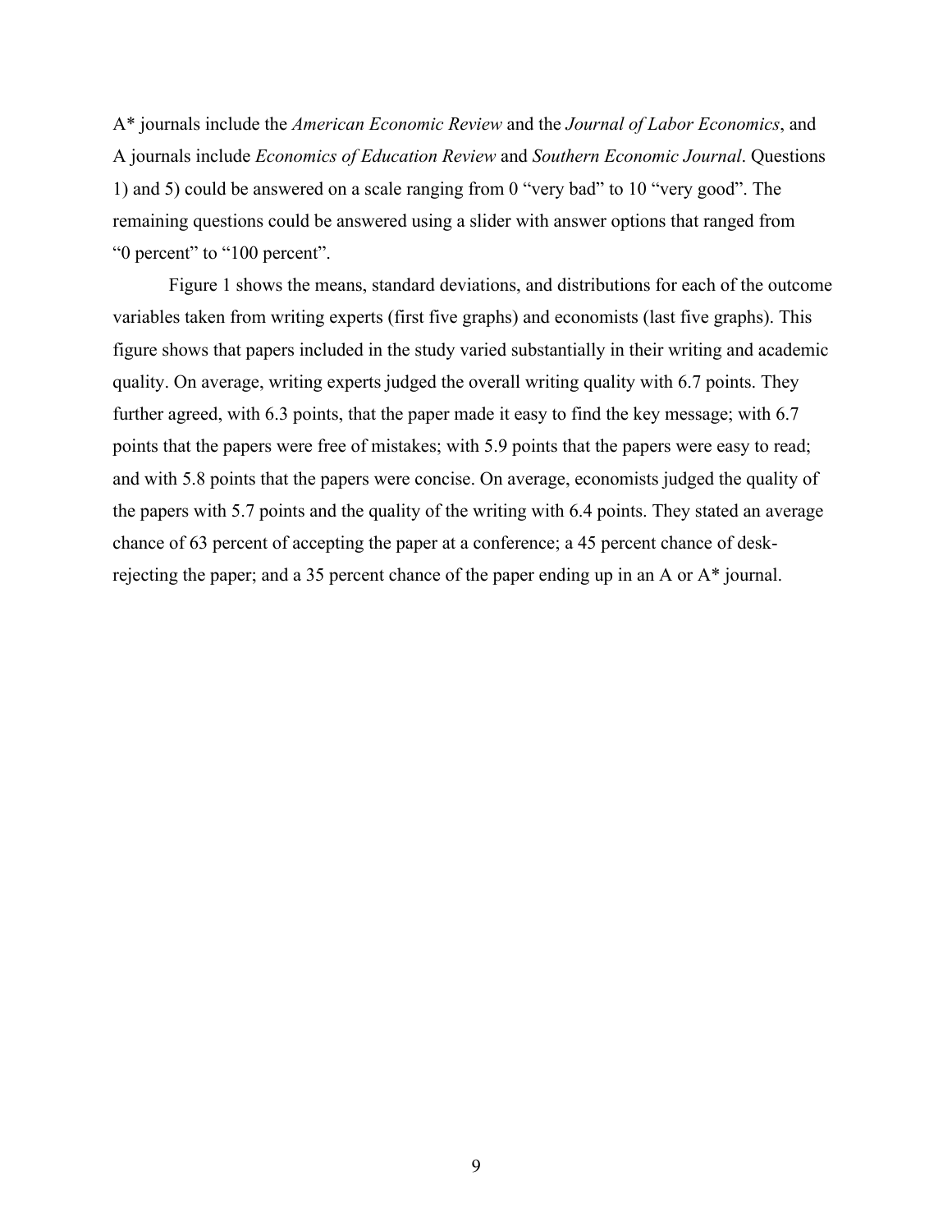A* journals include the *American Economic Review* and the *Journal of Labor Economics*, and A journals include *Economics of Education Review* and *Southern Economic Journal*. Questions 1) and 5) could be answered on a scale ranging from 0 "very bad" to 10 "very good". The remaining questions could be answered using a slider with answer options that ranged from "0 percent" to "100 percent".

Figure 1 shows the means, standard deviations, and distributions for each of the outcome variables taken from writing experts (first five graphs) and economists (last five graphs). This figure shows that papers included in the study varied substantially in their writing and academic quality. On average, writing experts judged the overall writing quality with 6.7 points. They further agreed, with 6.3 points, that the paper made it easy to find the key message; with 6.7 points that the papers were free of mistakes; with 5.9 points that the papers were easy to read; and with 5.8 points that the papers were concise. On average, economists judged the quality of the papers with 5.7 points and the quality of the writing with 6.4 points. They stated an average chance of 63 percent of accepting the paper at a conference; a 45 percent chance of desk-rejecting the paper; and a 35 percent chance of the paper ending up in an A or A* journal.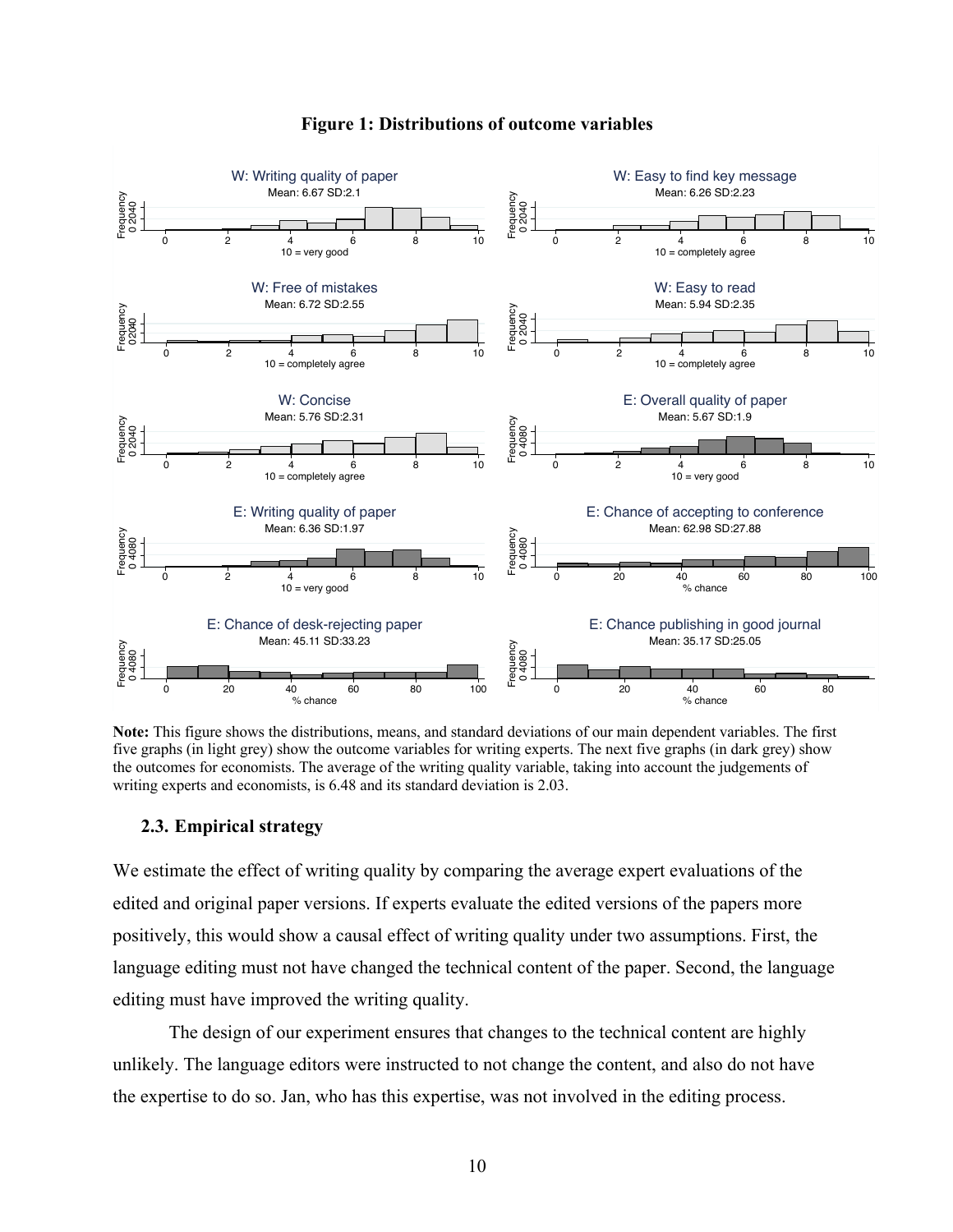**Figure 1: Distributions of outcome variables**

**Note:** This figure shows the distributions, means, and standard deviations of our main dependent variables. The first five graphs (in light grey) show the outcome variables for writing experts. The next five graphs (in dark grey) show the outcomes for economists. The average of the writing quality variable, taking into account the judgements of writing experts and economists, is 6.48 and its standard deviation is 2.03.

### 2.3. Empirical strategy

We estimate the effect of writing quality by comparing the average expert evaluations of the edited and original paper versions. If experts evaluate the edited versions of the papers more positively, this would show a causal effect of writing quality under two assumptions. First, the language editing must not have changed the technical content of the paper. Second, the language editing must have improved the writing quality.

The design of our experiment ensures that changes to the technical content are highly unlikely. The language editors were instructed to not change the content, and also do not have the expertise to do so. Jan, who has this expertise, was not involved in the editing process.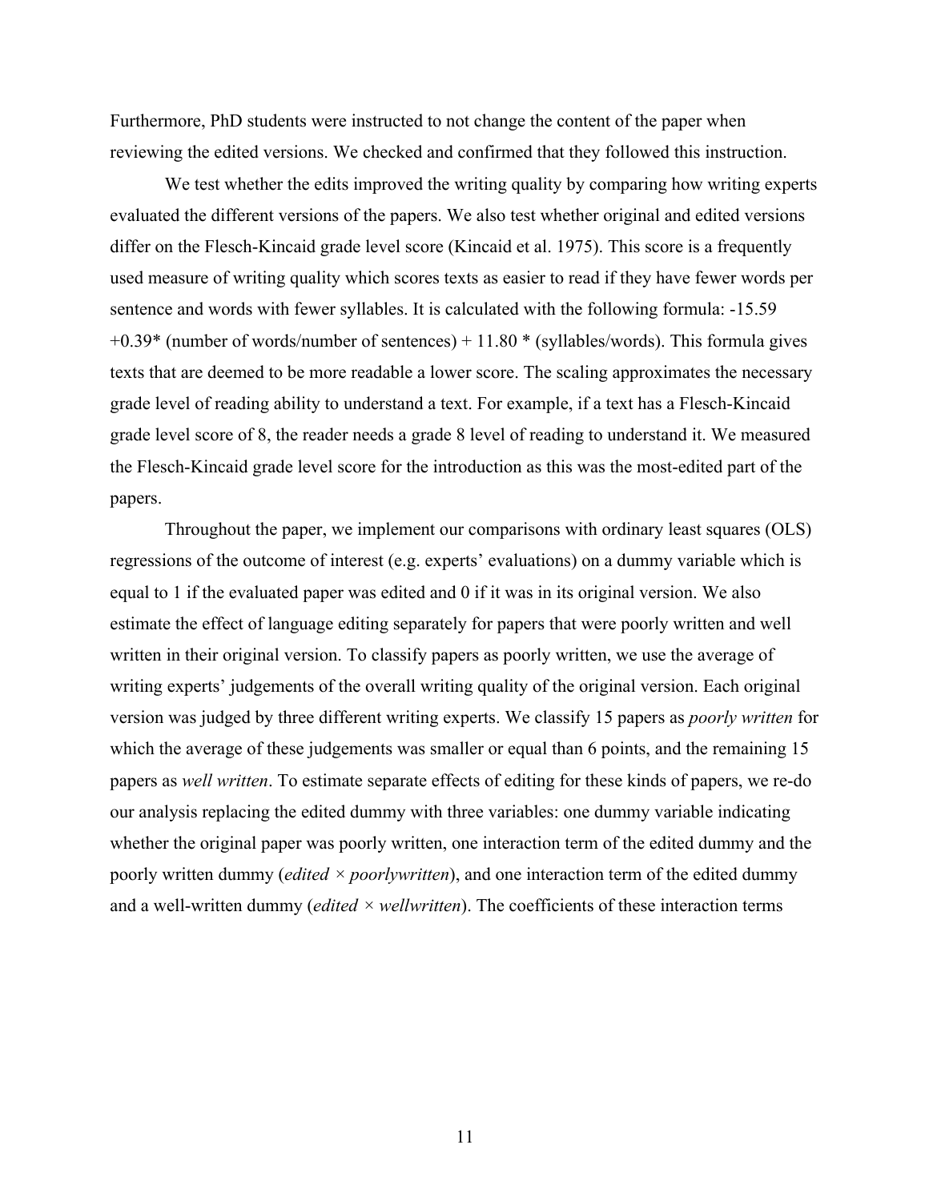Furthermore, PhD students were instructed to not change the content of the paper when reviewing the edited versions. We checked and confirmed that they followed this instruction.

We test whether the edits improved the writing quality by comparing how writing experts evaluated the different versions of the papers. We also test whether original and edited versions differ on the Flesch-Kincaid grade level score (Kincaid et al. 1975). This score is a frequently used measure of writing quality which scores texts as easier to read if they have fewer words per sentence and words with fewer syllables. It is calculated with the following formula: -15.59 +0.39* (number of words/number of sentences) + 11.80 * (syllables/words). This formula gives texts that are deemed to be more readable a lower score. The scaling approximates the necessary grade level of reading ability to understand a text. For example, if a text has a Flesch-Kincaid grade level score of 8, the reader needs a grade 8 level of reading to understand it. We measured the Flesch-Kincaid grade level score for the introduction as this was the most-edited part of the papers.

Throughout the paper, we implement our comparisons with ordinary least squares (OLS) regressions of the outcome of interest (e.g. experts' evaluations) on a dummy variable which is equal to 1 if the evaluated paper was edited and 0 if it was in its original version. We also estimate the effect of language editing separately for papers that were poorly written and well written in their original version. To classify papers as poorly written, we use the average of writing experts' judgements of the overall writing quality of the original version. Each original version was judged by three different writing experts. We classify 15 papers as *poorly written* for which the average of these judgements was smaller or equal than 6 points, and the remaining 15 papers as *well written*. To estimate separate effects of editing for these kinds of papers, we re-do our analysis replacing the edited dummy with three variables: one dummy variable indicating whether the original paper was poorly written, one interaction term of the edited dummy and the poorly written dummy (*edited × poorlywritten*), and one interaction term of the edited dummy and a well-written dummy (*edited × wellwritten*). The coefficients of these interaction terms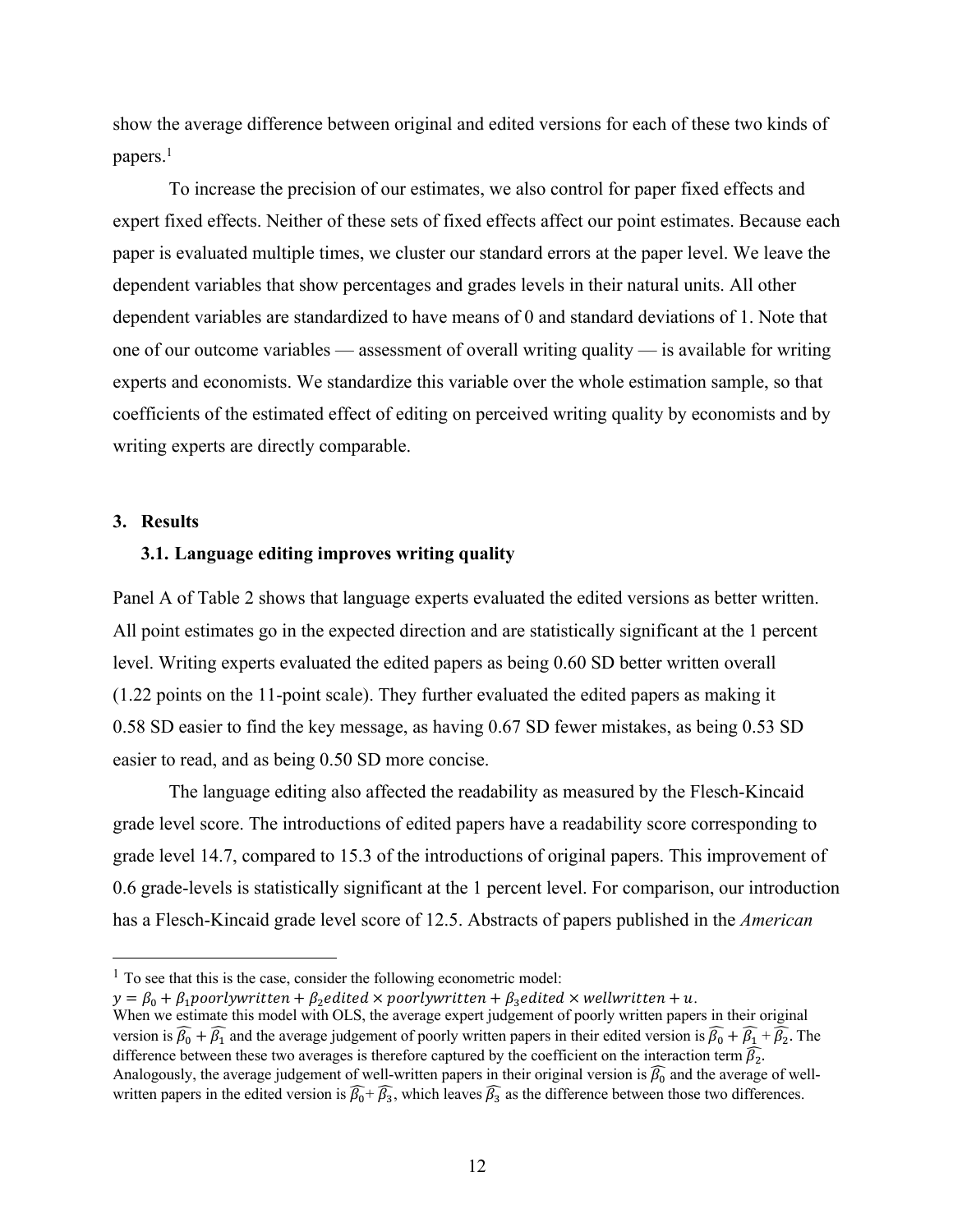show the average difference between original and edited versions for each of these two kinds of papers.[1]

To increase the precision of our estimates, we also control for paper fixed effects and expert fixed effects. Neither of these sets of fixed effects affect our point estimates. Because each paper is evaluated multiple times, we cluster our standard errors at the paper level. We leave the dependent variables that show percentages and grades levels in their natural units. All other dependent variables are standardized to have means of 0 and standard deviations of 1. Note that one of our outcome variables — assessment of overall writing quality — is available for writing experts and economists. We standardize this variable over the whole estimation sample, so that coefficients of the estimated effect of editing on perceived writing quality by economists and by writing experts are directly comparable.

## 3. Results

### 3.1. Language editing improves writing quality

Panel A of Table 2 shows that language experts evaluated the edited versions as better written. All point estimates go in the expected direction and are statistically significant at the 1 percent level. Writing experts evaluated the edited papers as being 0.60 SD better written overall (1.22 points on the 11-point scale). They further evaluated the edited papers as making it 0.58 SD easier to find the key message, as having 0.67 SD fewer mistakes, as being 0.53 SD easier to read, and as being 0.50 SD more concise.

The language editing also affected the readability as measured by the Flesch-Kincaid grade level score. The introductions of edited papers have a readability score corresponding to grade level 14.7, compared to 15.3 of the introductions of original papers. This improvement of 0.6 grade-levels is statistically significant at the 1 percent level. For comparison, our introduction has a Flesch-Kincaid grade level score of 12.5. Abstracts of papers published in the *American*

---

[1] To see that this is the case, consider the following econometric model:
$y = \beta_0 + \beta_1 poorlywritten + \beta_2 edited \times poorlywritten + \beta_3 edited \times wellwritten + u.$
When we estimate this model with OLS, the average expert judgement of poorly written papers in their original version is $\widehat{\beta_0} + \widehat{\beta_1}$ and the average judgement of poorly written papers in their edited version is $\widehat{\beta_0} + \widehat{\beta_1} + \widehat{\beta_2}$. The difference between these two averages is therefore captured by the coefficient on the interaction term $\widehat{\beta_2}$. Analogously, the average judgement of well-written papers in their original version is $\widehat{\beta_0}$ and the average of well-written papers in the edited version is $\widehat{\beta_0} + \widehat{\beta_3}$, which leaves $\widehat{\beta_3}$ as the difference between those two differences.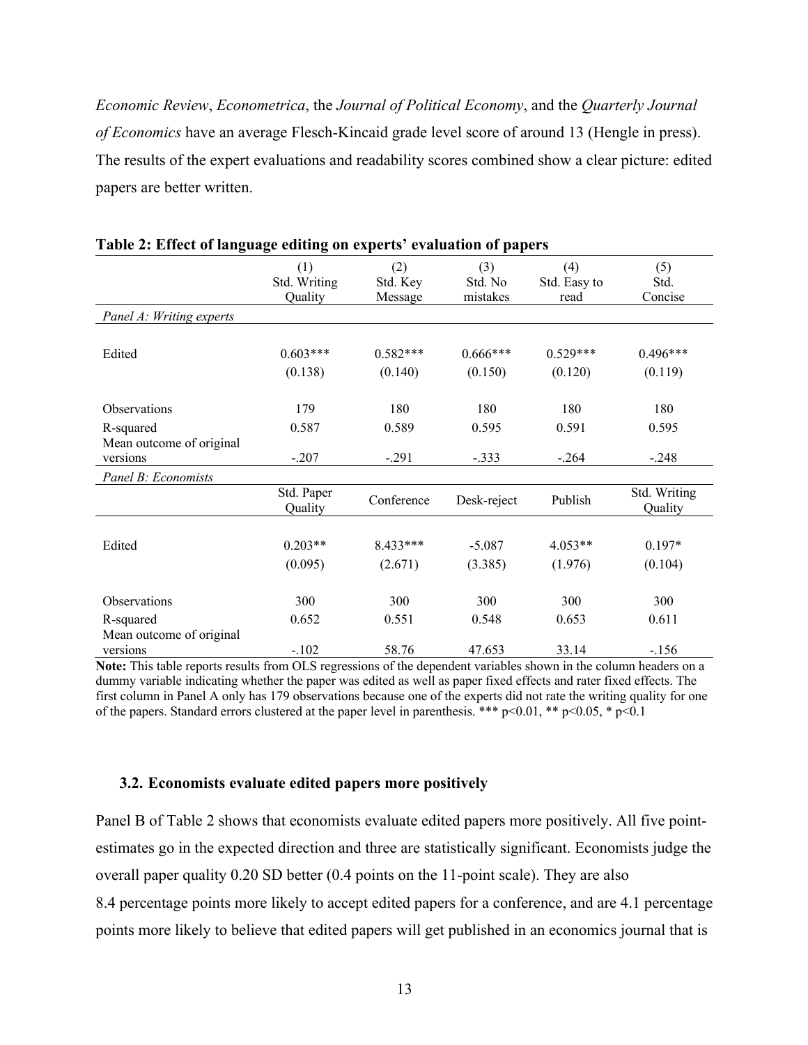*Economic Review*, *Econometrica*, the *Journal of Political Economy*, and the *Quarterly Journal of Economics* have an average Flesch-Kincaid grade level score of around 13 (Hengle in press). The results of the expert evaluations and readability scores combined show a clear picture: edited papers are better written.

**Table 2: Effect of language editing on experts' evaluation of papers**

| | (1) Std. Writing Quality | (2) Std. Key Message | (3) Std. No mistakes | (4) Std. Easy to read | (5) Std. Concise |
|---|---|---|---|---|---|
| *Panel A: Writing experts* | | | | | |
| Edited | 0.603*** | 0.582*** | 0.666*** | 0.529*** | 0.496*** |
| | (0.138) | (0.140) | (0.150) | (0.120) | (0.119) |
| Observations | 179 | 180 | 180 | 180 | 180 |
| R-squared | 0.587 | 0.589 | 0.595 | 0.591 | 0.595 |
| Mean outcome of original versions | -.207 | -.291 | -.333 | -.264 | -.248 |
| *Panel B: Economists* | | | | | |
| | Std. Paper Quality | Conference | Desk-reject | Publish | Std. Writing Quality |
| Edited | 0.203** | 8.433*** | -5.087 | 4.053** | 0.197* |
| | (0.095) | (2.671) | (3.385) | (1.976) | (0.104) |
| Observations | 300 | 300 | 300 | 300 | 300 |
| R-squared | 0.652 | 0.551 | 0.548 | 0.653 | 0.611 |
| Mean outcome of original versions | -.102 | 58.76 | 47.653 | 33.14 | -.156 |

**Note:** This table reports results from OLS regressions of the dependent variables shown in the column headers on a dummy variable indicating whether the paper was edited as well as paper fixed effects and rater fixed effects. The first column in Panel A only has 179 observations because one of the experts did not rate the writing quality for one of the papers. Standard errors clustered at the paper level in parenthesis. *** p<0.01, ** p<0.05, * p<0.1

### 3.2. Economists evaluate edited papers more positively

Panel B of Table 2 shows that economists evaluate edited papers more positively. All five point-estimates go in the expected direction and three are statistically significant. Economists judge the overall paper quality 0.20 SD better (0.4 points on the 11-point scale). They are also 8.4 percentage points more likely to accept edited papers for a conference, and are 4.1 percentage points more likely to believe that edited papers will get published in an economics journal that is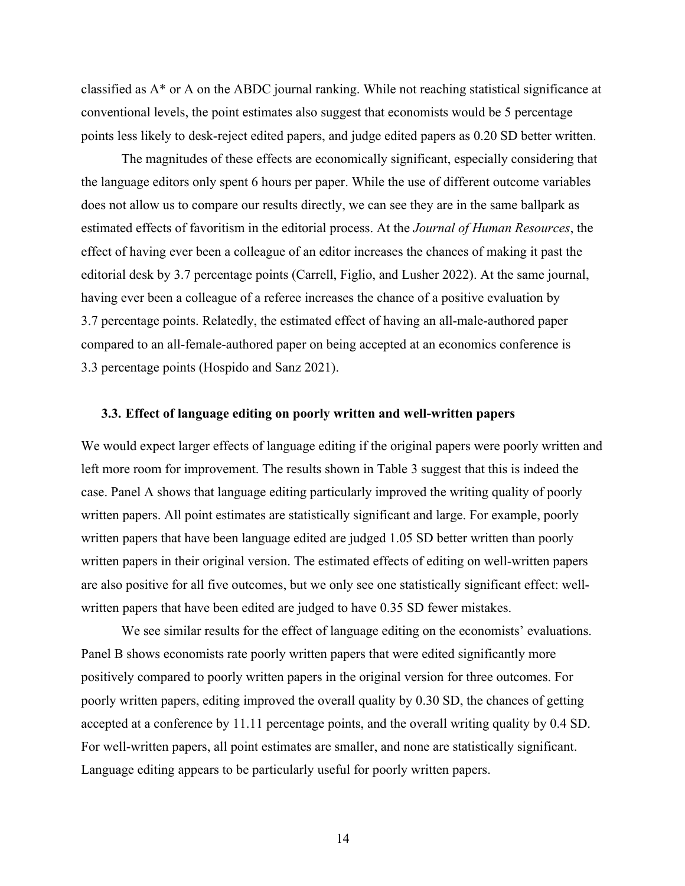classified as A* or A on the ABDC journal ranking. While not reaching statistical significance at conventional levels, the point estimates also suggest that economists would be 5 percentage points less likely to desk-reject edited papers, and judge edited papers as 0.20 SD better written.

The magnitudes of these effects are economically significant, especially considering that the language editors only spent 6 hours per paper. While the use of different outcome variables does not allow us to compare our results directly, we can see they are in the same ballpark as estimated effects of favoritism in the editorial process. At the *Journal of Human Resources*, the effect of having ever been a colleague of an editor increases the chances of making it past the editorial desk by 3.7 percentage points (Carrell, Figlio, and Lusher 2022). At the same journal, having ever been a colleague of a referee increases the chance of a positive evaluation by 3.7 percentage points. Relatedly, the estimated effect of having an all-male-authored paper compared to an all-female-authored paper on being accepted at an economics conference is 3.3 percentage points (Hospido and Sanz 2021).

### 3.3. Effect of language editing on poorly written and well-written papers

We would expect larger effects of language editing if the original papers were poorly written and left more room for improvement. The results shown in Table 3 suggest that this is indeed the case. Panel A shows that language editing particularly improved the writing quality of poorly written papers. All point estimates are statistically significant and large. For example, poorly written papers that have been language edited are judged 1.05 SD better written than poorly written papers in their original version. The estimated effects of editing on well-written papers are also positive for all five outcomes, but we only see one statistically significant effect: well-written papers that have been edited are judged to have 0.35 SD fewer mistakes.

We see similar results for the effect of language editing on the economists' evaluations. Panel B shows economists rate poorly written papers that were edited significantly more positively compared to poorly written papers in the original version for three outcomes. For poorly written papers, editing improved the overall quality by 0.30 SD, the chances of getting accepted at a conference by 11.11 percentage points, and the overall writing quality by 0.4 SD. For well-written papers, all point estimates are smaller, and none are statistically significant. Language editing appears to be particularly useful for poorly written papers.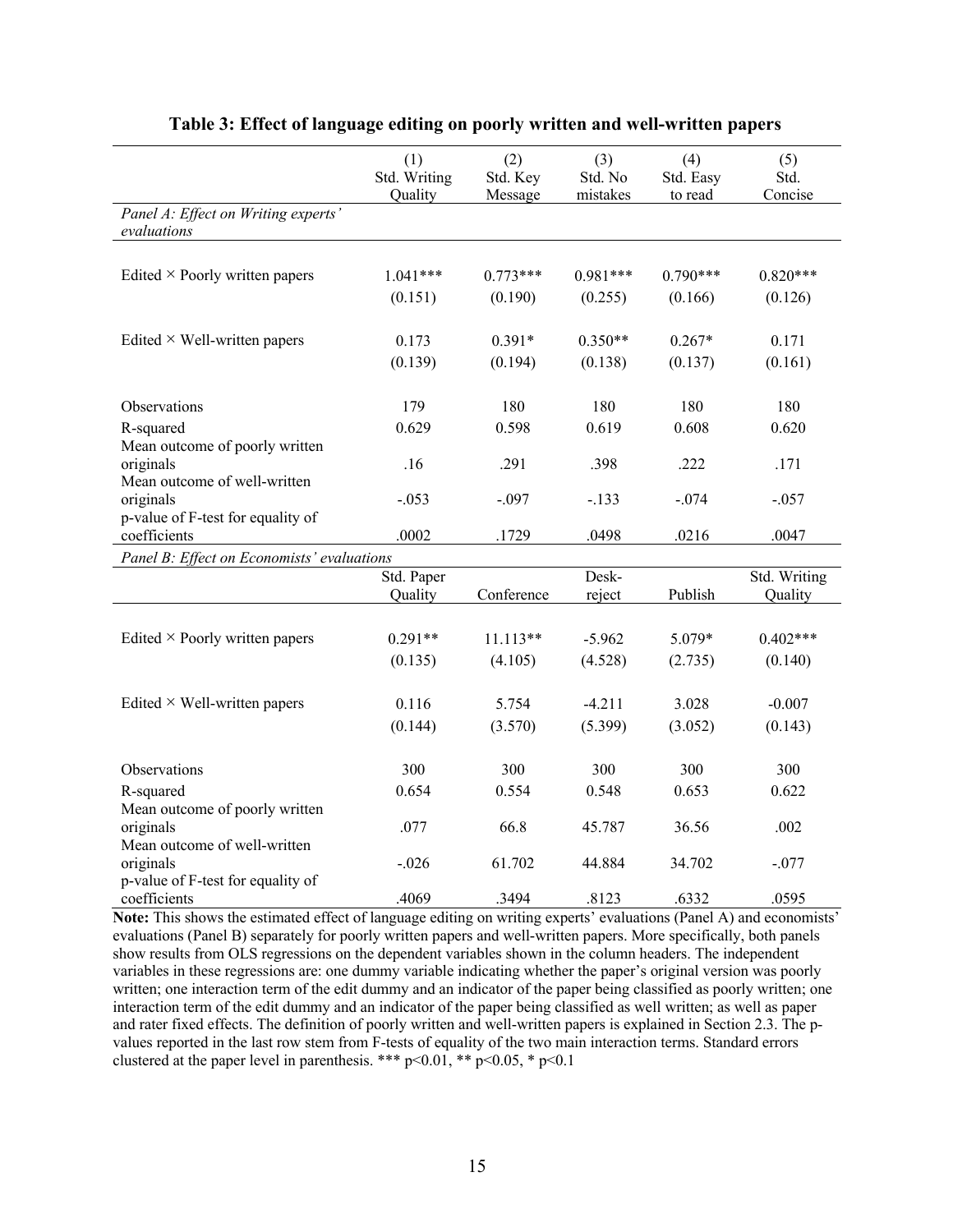**Table 3: Effect of language editing on poorly written and well-written papers**

| | (1) Std. Writing Quality | (2) Std. Key Message | (3) Std. No mistakes | (4) Std. Easy to read | (5) Std. Concise |
|---|---|---|---|---|---|
| *Panel A: Effect on Writing experts' evaluations* | | | | | |
| Edited × Poorly written papers | 1.041*** | 0.773*** | 0.981*** | 0.790*** | 0.820*** |
| | (0.151) | (0.190) | (0.255) | (0.166) | (0.126) |
| Edited × Well-written papers | 0.173 | 0.391* | 0.350** | 0.267* | 0.171 |
| | (0.139) | (0.194) | (0.138) | (0.137) | (0.161) |
| Observations | 179 | 180 | 180 | 180 | 180 |
| R-squared | 0.629 | 0.598 | 0.619 | 0.608 | 0.620 |
| Mean outcome of poorly written originals | .16 | .291 | .398 | .222 | .171 |
| Mean outcome of well-written originals | -.053 | -.097 | -.133 | -.074 | -.057 |
| p-value of F-test for equality of coefficients | .0002 | .1729 | .0498 | .0216 | .0047 |
| *Panel B: Effect on Economists' evaluations* | | | | | |
| | Std. Paper Quality | Conference | Desk-reject | Publish | Std. Writing Quality |
| Edited × Poorly written papers | 0.291** | 11.113** | -5.962 | 5.079* | 0.402*** |
| | (0.135) | (4.105) | (4.528) | (2.735) | (0.140) |
| Edited × Well-written papers | 0.116 | 5.754 | -4.211 | 3.028 | -0.007 |
| | (0.144) | (3.570) | (5.399) | (3.052) | (0.143) |
| Observations | 300 | 300 | 300 | 300 | 300 |
| R-squared | 0.654 | 0.554 | 0.548 | 0.653 | 0.622 |
| Mean outcome of poorly written originals | .077 | 66.8 | 45.787 | 36.56 | .002 |
| Mean outcome of well-written originals | -.026 | 61.702 | 44.884 | 34.702 | -.077 |
| p-value of F-test for equality of coefficients | .4069 | .3494 | .8123 | .6332 | .0595 |

**Note:** This shows the estimated effect of language editing on writing experts' evaluations (Panel A) and economists' evaluations (Panel B) separately for poorly written papers and well-written papers. More specifically, both panels show results from OLS regressions on the dependent variables shown in the column headers. The independent variables in these regressions are: one dummy variable indicating whether the paper's original version was poorly written; one interaction term of the edit dummy and an indicator of the paper being classified as poorly written; one interaction term of the edit dummy and an indicator of the paper being classified as well written; as well as paper and rater fixed effects. The definition of poorly written and well-written papers is explained in Section 2.3. The p-values reported in the last row stem from F-tests of equality of the two main interaction terms. Standard errors clustered at the paper level in parenthesis. *** $p<0.01$, ** $p<0.05$, * $p<0.1$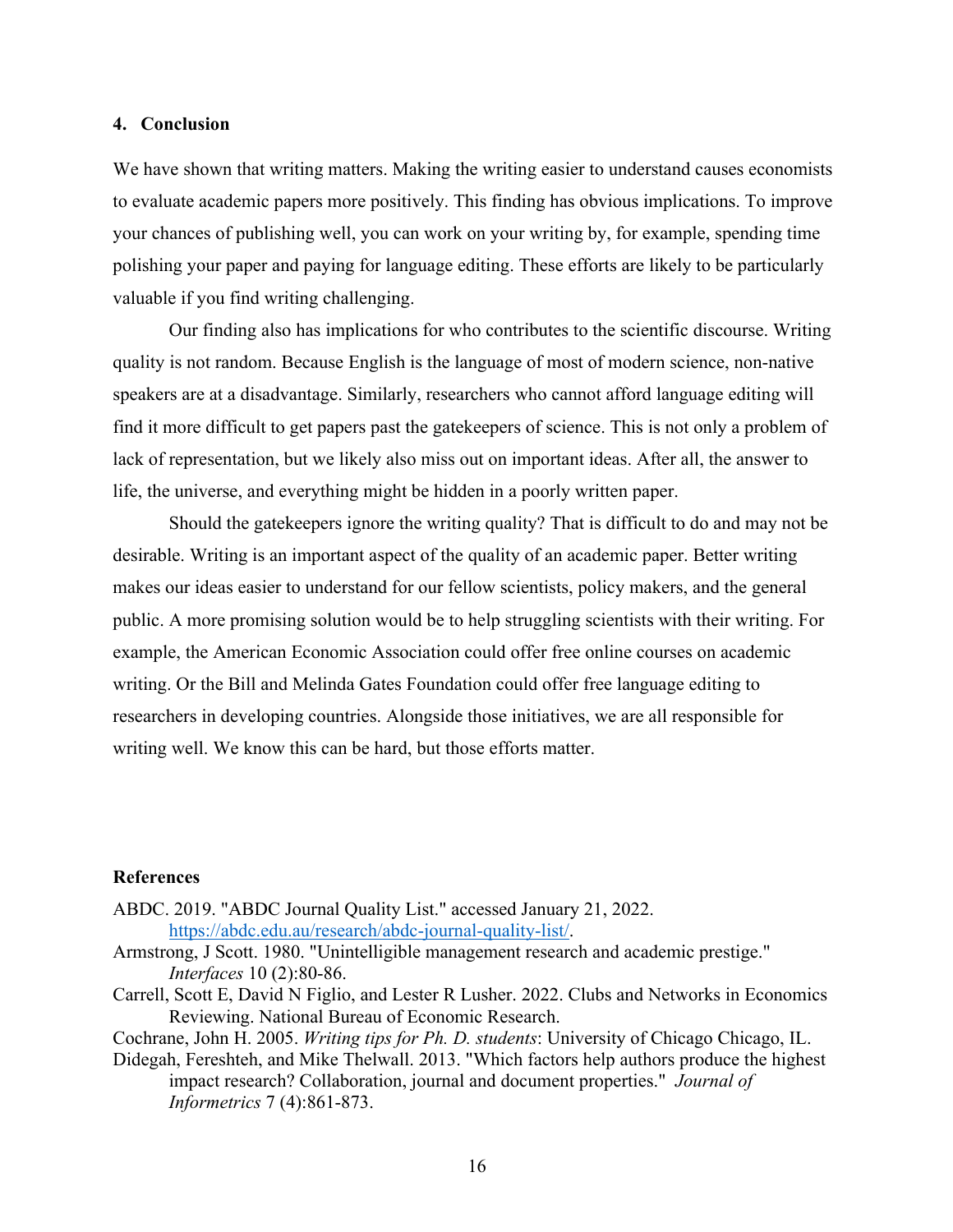## 4. Conclusion

We have shown that writing matters. Making the writing easier to understand causes economists to evaluate academic papers more positively. This finding has obvious implications. To improve your chances of publishing well, you can work on your writing by, for example, spending time polishing your paper and paying for language editing. These efforts are likely to be particularly valuable if you find writing challenging.

Our finding also has implications for who contributes to the scientific discourse. Writing quality is not random. Because English is the language of most of modern science, non-native speakers are at a disadvantage. Similarly, researchers who cannot afford language editing will find it more difficult to get papers past the gatekeepers of science. This is not only a problem of lack of representation, but we likely also miss out on important ideas. After all, the answer to life, the universe, and everything might be hidden in a poorly written paper.

Should the gatekeepers ignore the writing quality? That is difficult to do and may not be desirable. Writing is an important aspect of the quality of an academic paper. Better writing makes our ideas easier to understand for our fellow scientists, policy makers, and the general public. A more promising solution would be to help struggling scientists with their writing. For example, the American Economic Association could offer free online courses on academic writing. Or the Bill and Melinda Gates Foundation could offer free language editing to researchers in developing countries. Alongside those initiatives, we are all responsible for writing well. We know this can be hard, but those efforts matter.

## References

ABDC. 2019. "ABDC Journal Quality List." accessed January 21, 2022. https://abdc.edu.au/research/abdc-journal-quality-list/.

Armstrong, J Scott. 1980. "Unintelligible management research and academic prestige." *Interfaces* 10 (2):80-86.

Carrell, Scott E, David N Figlio, and Lester R Lusher. 2022. Clubs and Networks in Economics Reviewing. National Bureau of Economic Research.

Cochrane, John H. 2005. *Writing tips for Ph. D. students*: University of Chicago Chicago, IL.

Didegah, Fereshteh, and Mike Thelwall. 2013. "Which factors help authors produce the highest impact research? Collaboration, journal and document properties." *Journal of Informetrics* 7 (4):861-873.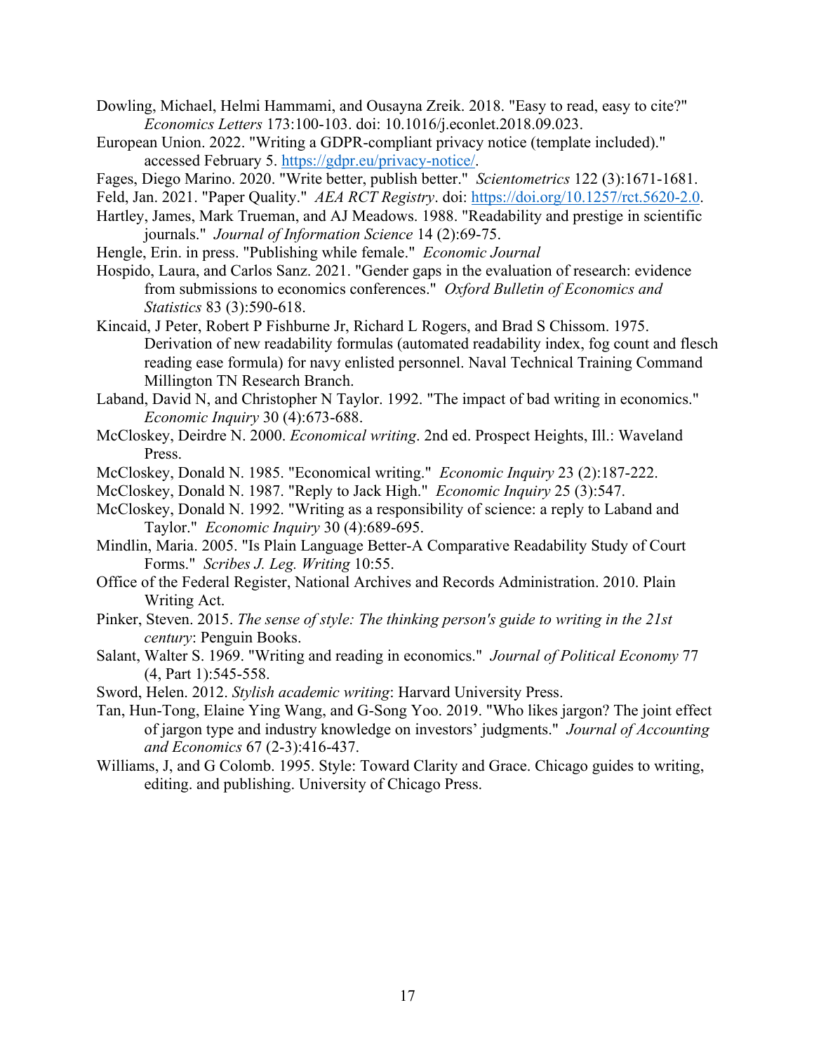Dowling, Michael, Helmi Hammami, and Ousayna Zreik. 2018. "Easy to read, easy to cite?" *Economics Letters* 173:100-103. doi: 10.1016/j.econlet.2018.09.023.

European Union. 2022. "Writing a GDPR-compliant privacy notice (template included)." accessed February 5. https://gdpr.eu/privacy-notice/.

Fages, Diego Marino. 2020. "Write better, publish better." *Scientometrics* 122 (3):1671-1681.

Feld, Jan. 2021. "Paper Quality." *AEA RCT Registry*. doi: https://doi.org/10.1257/rct.5620-2.0.

Hartley, James, Mark Trueman, and AJ Meadows. 1988. "Readability and prestige in scientific journals." *Journal of Information Science* 14 (2):69-75.

Hengle, Erin. in press. "Publishing while female." *Economic Journal*

Hospido, Laura, and Carlos Sanz. 2021. "Gender gaps in the evaluation of research: evidence from submissions to economics conferences." *Oxford Bulletin of Economics and Statistics* 83 (3):590-618.

Kincaid, J Peter, Robert P Fishburne Jr, Richard L Rogers, and Brad S Chissom. 1975. Derivation of new readability formulas (automated readability index, fog count and flesch reading ease formula) for navy enlisted personnel. Naval Technical Training Command Millington TN Research Branch.

Laband, David N, and Christopher N Taylor. 1992. "The impact of bad writing in economics." *Economic Inquiry* 30 (4):673-688.

McCloskey, Deirdre N. 2000. *Economical writing*. 2nd ed. Prospect Heights, Ill.: Waveland Press.

McCloskey, Donald N. 1985. "Economical writing." *Economic Inquiry* 23 (2):187-222.

McCloskey, Donald N. 1987. "Reply to Jack High." *Economic Inquiry* 25 (3):547.

McCloskey, Donald N. 1992. "Writing as a responsibility of science: a reply to Laband and Taylor." *Economic Inquiry* 30 (4):689-695.

Mindlin, Maria. 2005. "Is Plain Language Better-A Comparative Readability Study of Court Forms." *Scribes J. Leg. Writing* 10:55.

Office of the Federal Register, National Archives and Records Administration. 2010. Plain Writing Act.

Pinker, Steven. 2015. *The sense of style: The thinking person's guide to writing in the 21st century*: Penguin Books.

Salant, Walter S. 1969. "Writing and reading in economics." *Journal of Political Economy* 77 (4, Part 1):545-558.

Sword, Helen. 2012. *Stylish academic writing*: Harvard University Press.

Tan, Hun-Tong, Elaine Ying Wang, and G-Song Yoo. 2019. "Who likes jargon? The joint effect of jargon type and industry knowledge on investors' judgments." *Journal of Accounting and Economics* 67 (2-3):416-437.

Williams, J, and G Colomb. 1995. Style: Toward Clarity and Grace. Chicago guides to writing, editing. and publishing. University of Chicago Press.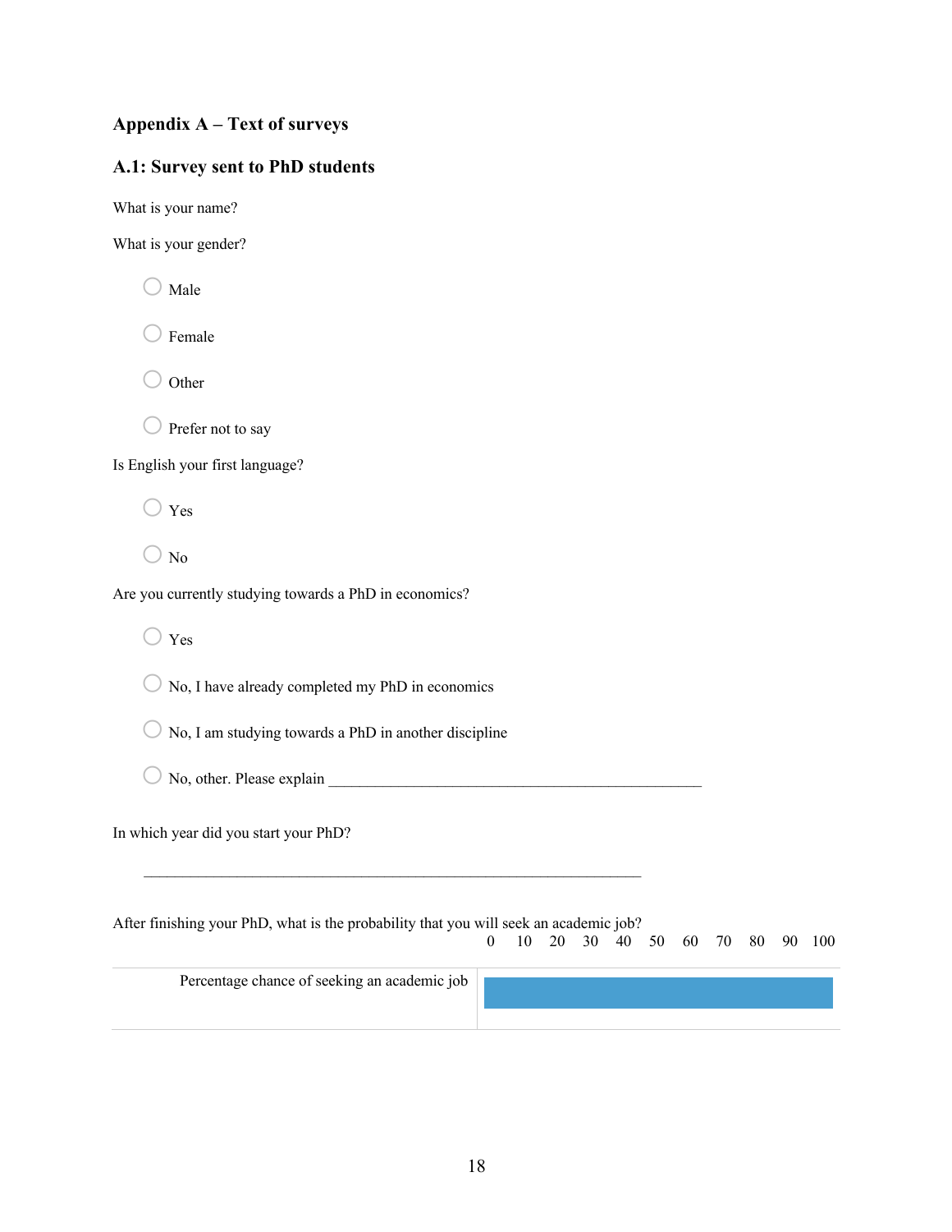## Appendix A – Text of surveys

## A.1: Survey sent to PhD students

What is your name?

What is your gender?

- ○ Male
- ○ Female
- ○ Other
- ○ Prefer not to say

Is English your first language?

- ○ Yes
- ○ No

Are you currently studying towards a PhD in economics?

- ○ Yes
- ○ No, I have already completed my PhD in economics
- ○ No, I am studying towards a PhD in another discipline
- ○ No, other. Please explain ________________________________________________

In which year did you start your PhD?

________________________________________________________________

After finishing your PhD, what is the probability that you will seek an academic job?

| | 0 10 20 30 40 50 60 70 80 90 100 |
|---|---|
| Percentage chance of seeking an academic job | |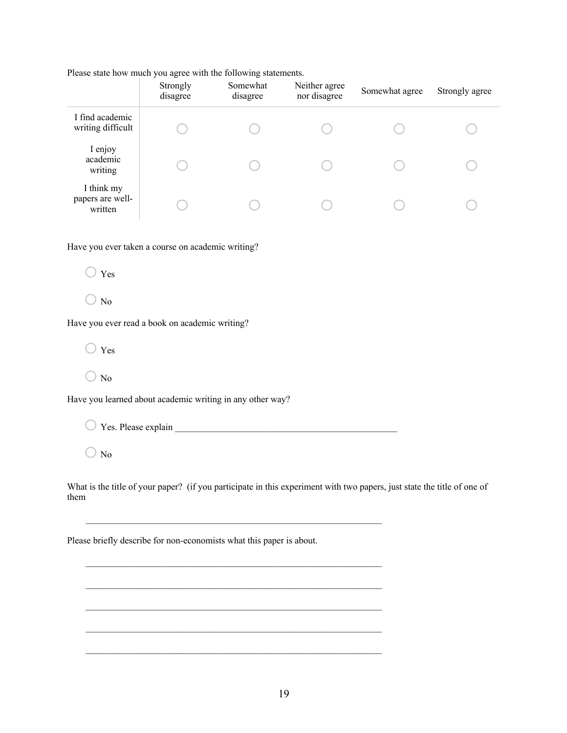Please state how much you agree with the following statements.

| | Strongly disagree | Somewhat disagree | Neither agree nor disagree | Somewhat agree | Strongly agree |
|---|---|---|---|---|---|
| I find academic writing difficult | ○ | ○ | ○ | ○ | ○ |
| I enjoy academic writing | ○ | ○ | ○ | ○ | ○ |
| I think my papers are well-written | ○ | ○ | ○ | ○ | ○ |

Have you ever taken a course on academic writing?

○ Yes

○ No

Have you ever read a book on academic writing?

○ Yes

○ No

Have you learned about academic writing in any other way?

○ Yes. Please explain ________________________________________________

○ No

What is the title of your paper? (if you participate in this experiment with two papers, just state the title of one of them

________________________________________________________________

Please briefly describe for non-economists what this paper is about.

________________________________________________________________

________________________________________________________________

________________________________________________________________

________________________________________________________________

________________________________________________________________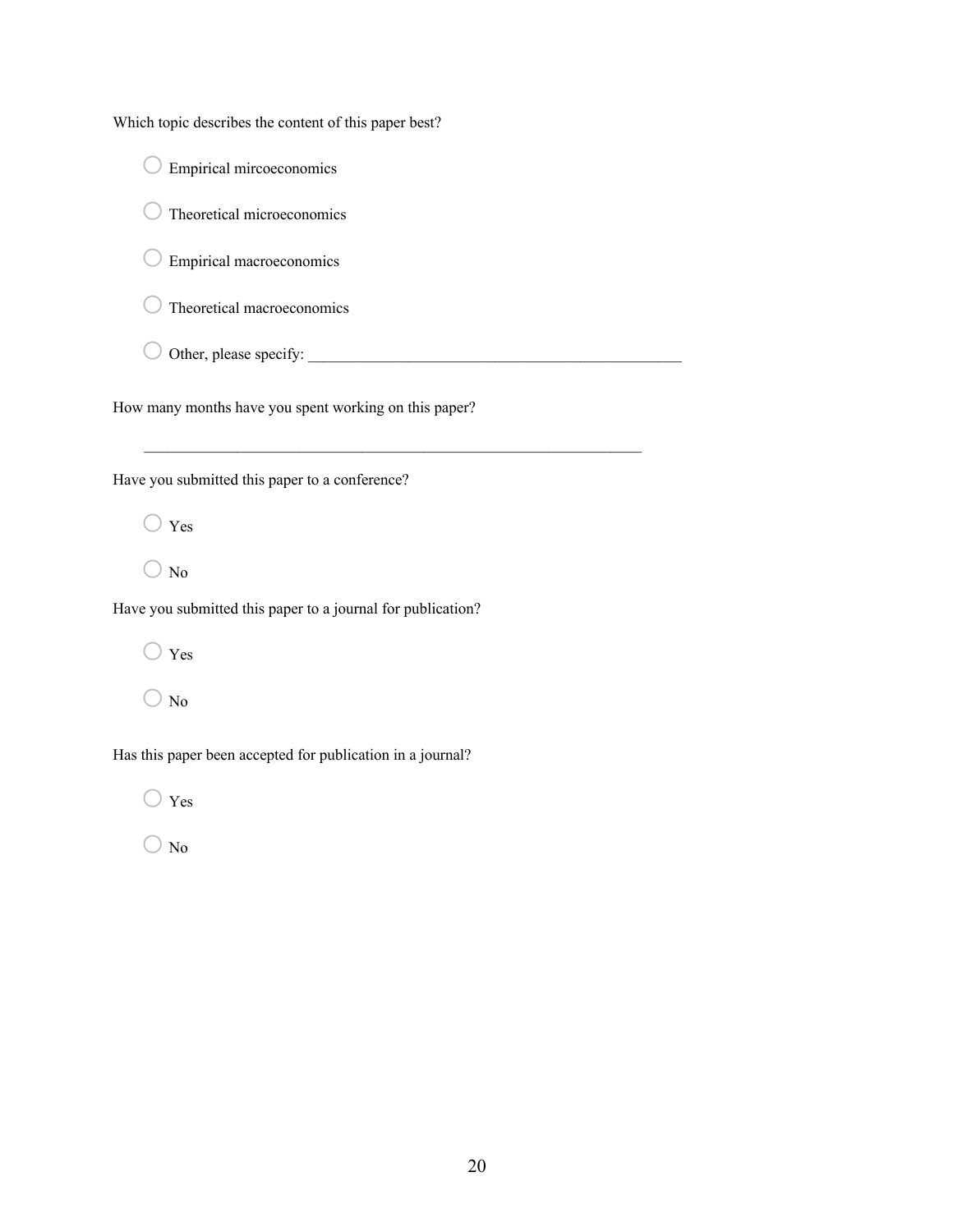Which topic describes the content of this paper best?

○ Empirical mircoeconomics

○ Theoretical microeconomics

○ Empirical macroeconomics

○ Theoretical macroeconomics

○ Other, please specify: ________________________________________________

How many months have you spent working on this paper?

________________________________________________________________

Have you submitted this paper to a conference?

○ Yes

○ No

Have you submitted this paper to a journal for publication?

○ Yes

○ No

Has this paper been accepted for publication in a journal?

○ Yes

○ No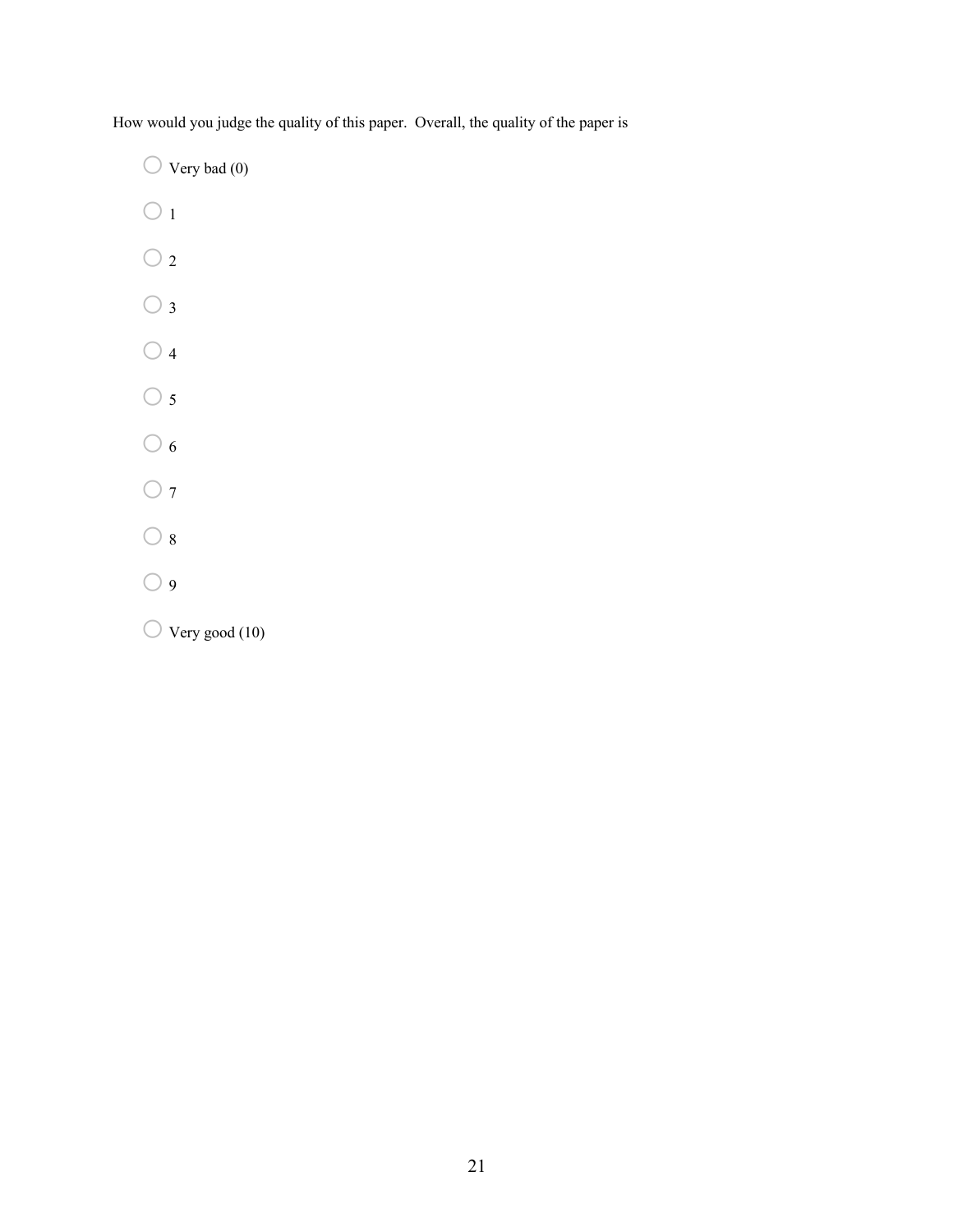How would you judge the quality of this paper.  Overall, the quality of the paper is

- ○ Very bad (0)
- ○ 1
- ○ 2
- ○ 3
- ○ 4
- ○ 5
- ○ 6
- ○ 7
- ○ 8
- ○ 9
- ○ Very good (10)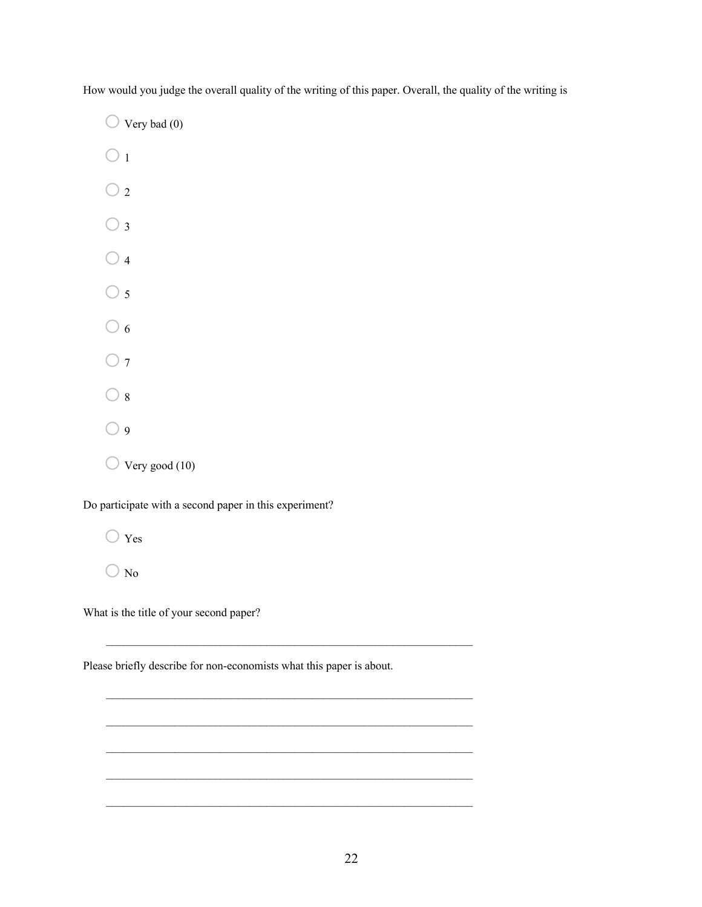How would you judge the overall quality of the writing of this paper. Overall, the quality of the writing is

- ○ Very bad (0)
- ○ 1
- ○ 2
- ○ 3
- ○ 4
- ○ 5
- ○ 6
- ○ 7
- ○ 8
- ○ 9
- ○ Very good (10)

Do participate with a second paper in this experiment?

- ○ Yes
- ○ No

What is the title of your second paper?

________________________________________________________________

Please briefly describe for non-economists what this paper is about.

________________________________________________________________

________________________________________________________________

________________________________________________________________

________________________________________________________________

________________________________________________________________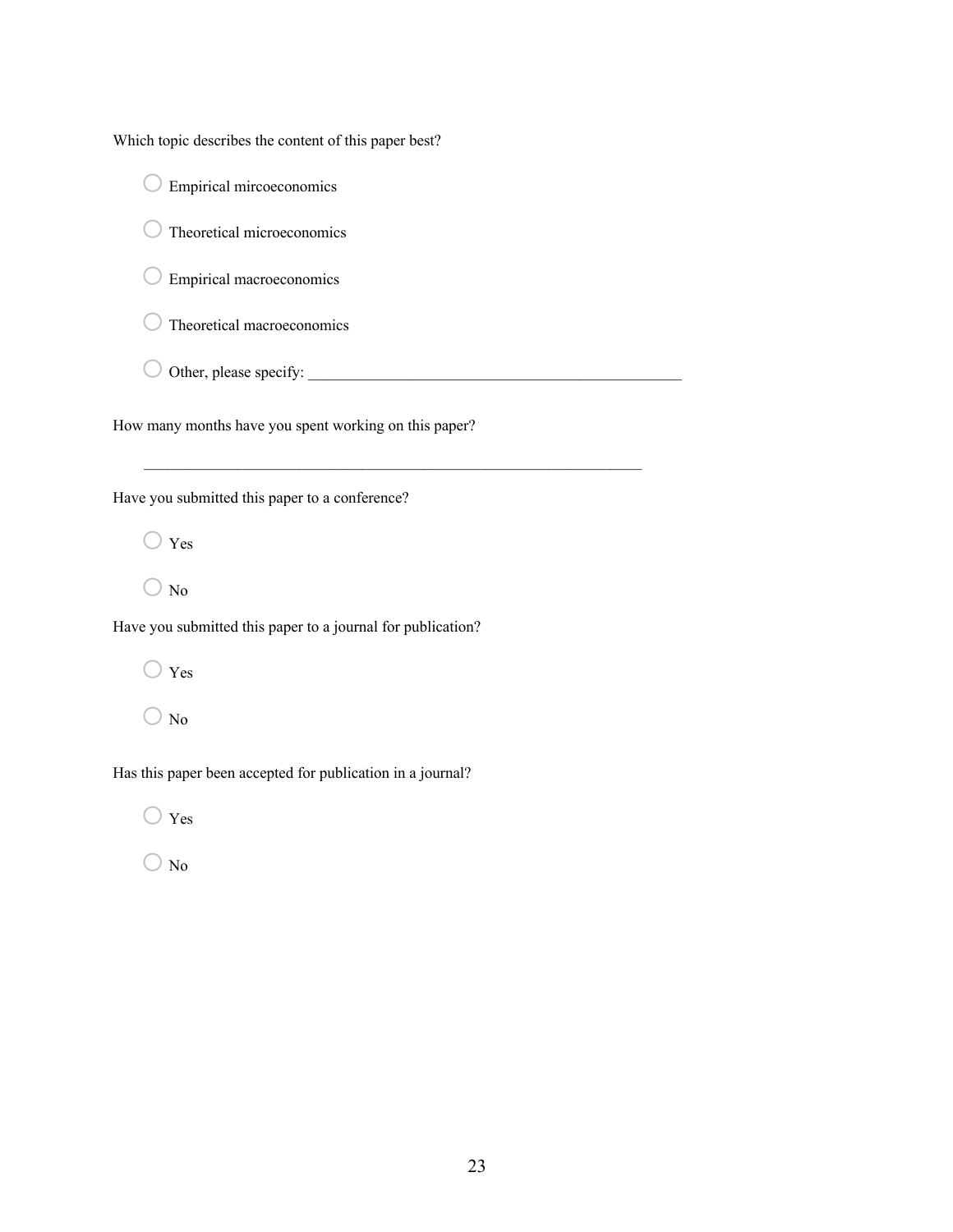Which topic describes the content of this paper best?

- ◯ Empirical mircoeconomics
- ◯ Theoretical microeconomics
- ◯ Empirical macroeconomics
- ◯ Theoretical macroeconomics
- ◯ Other, please specify: ________________________________________________

How many months have you spent working on this paper?

_________________________________________________________________

Have you submitted this paper to a conference?

- ◯ Yes
- ◯ No

Have you submitted this paper to a journal for publication?

- ◯ Yes
- ◯ No

Has this paper been accepted for publication in a journal?

- ◯ Yes
- ◯ No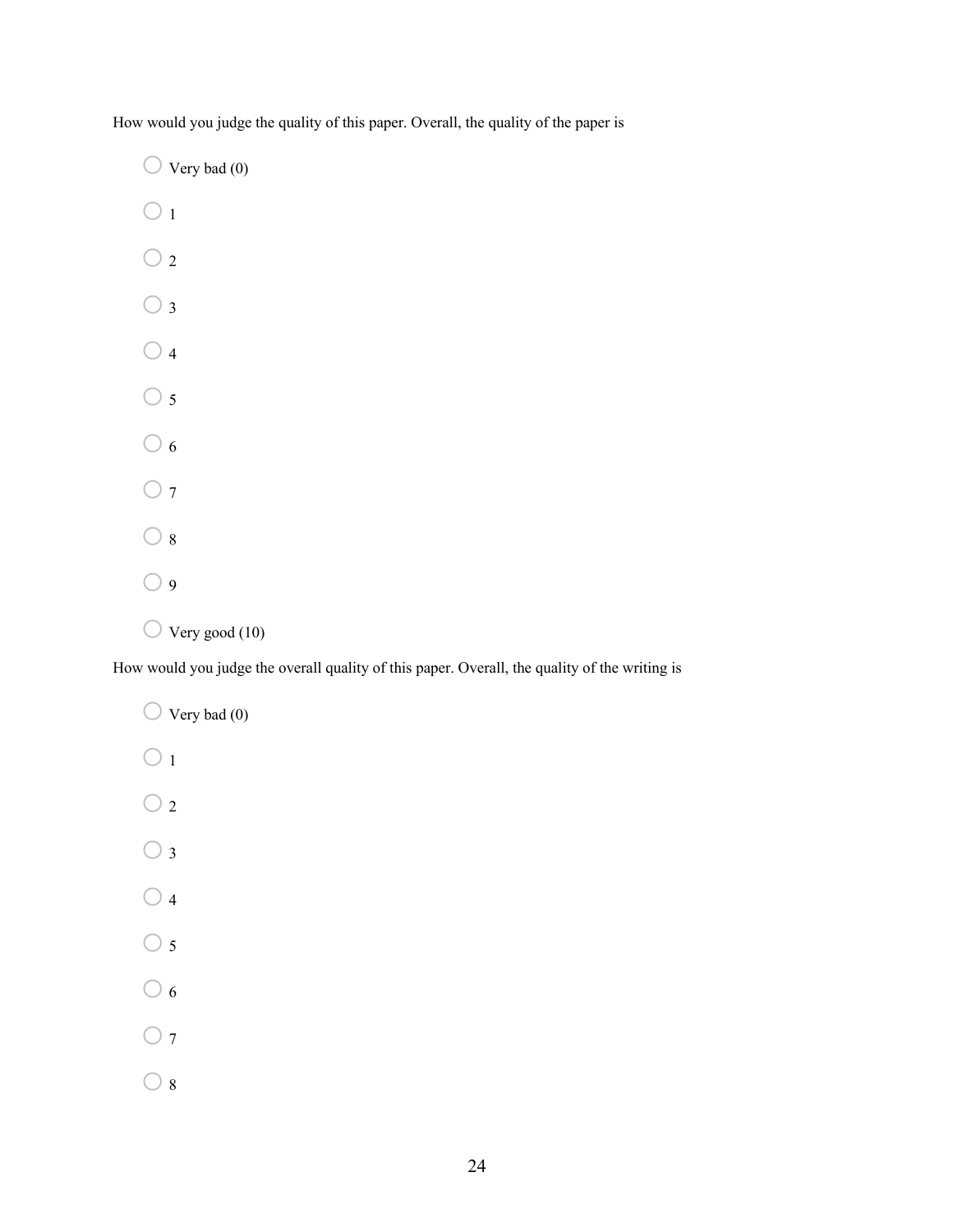How would you judge the quality of this paper. Overall, the quality of the paper is

- ○ Very bad (0)
- ○ 1
- ○ 2
- ○ 3
- ○ 4
- ○ 5
- ○ 6
- ○ 7
- ○ 8
- ○ 9
- ○ Very good (10)

How would you judge the overall quality of this paper. Overall, the quality of the writing is

- ○ Very bad (0)
- ○ 1
- ○ 2
- ○ 3
- ○ 4
- ○ 5
- ○ 6
- ○ 7
- ○ 8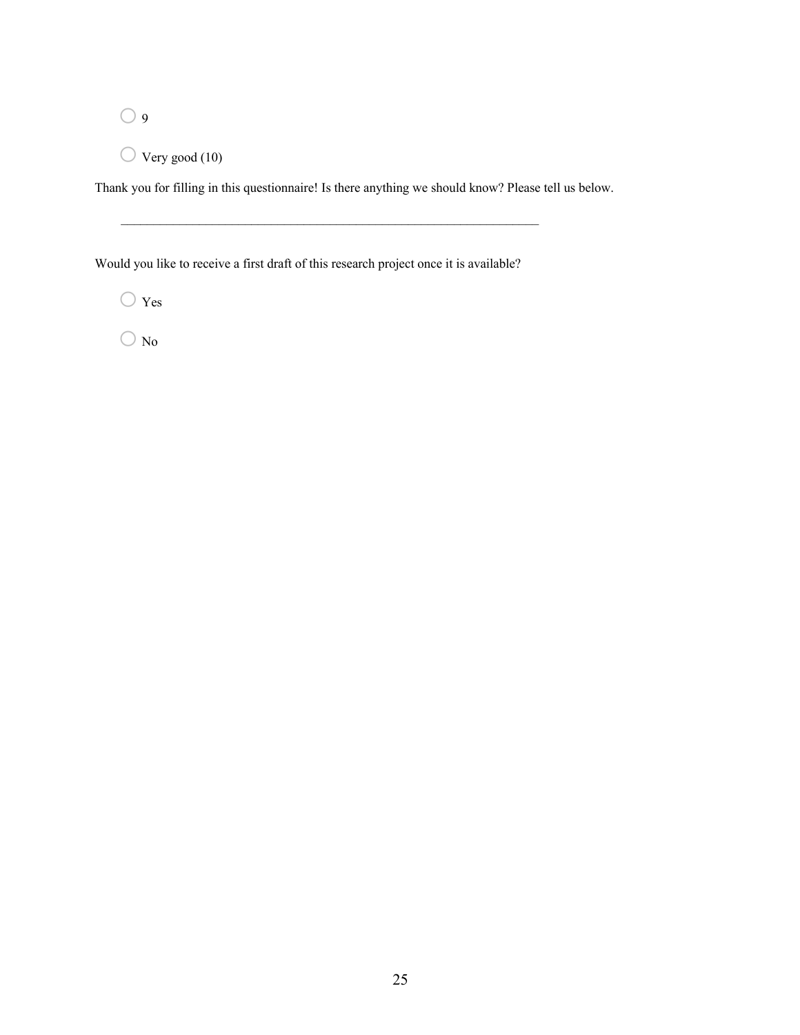○ 9

○ Very good (10)

Thank you for filling in this questionnaire! Is there anything we should know? Please tell us below.

________________________________________________________________

Would you like to receive a first draft of this research project once it is available?

○ Yes

○ No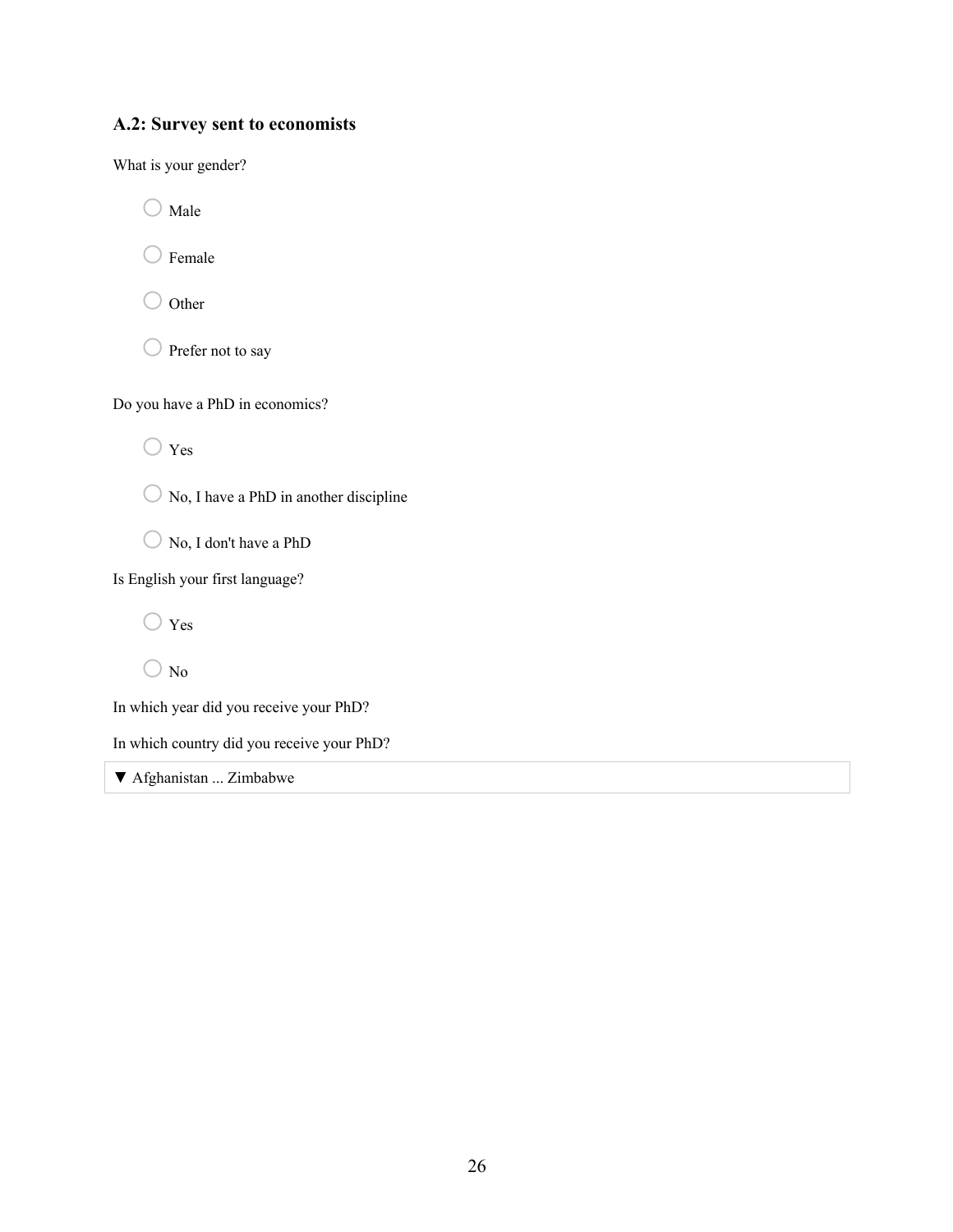### A.2: Survey sent to economists

What is your gender?

- ○ Male
- ○ Female
- ○ Other
- ○ Prefer not to say

Do you have a PhD in economics?

- ○ Yes
- ○ No, I have a PhD in another discipline
- ○ No, I don't have a PhD

Is English your first language?

- ○ Yes
- ○ No

In which year did you receive your PhD?

In which country did you receive your PhD?

▼ Afghanistan ... Zimbabwe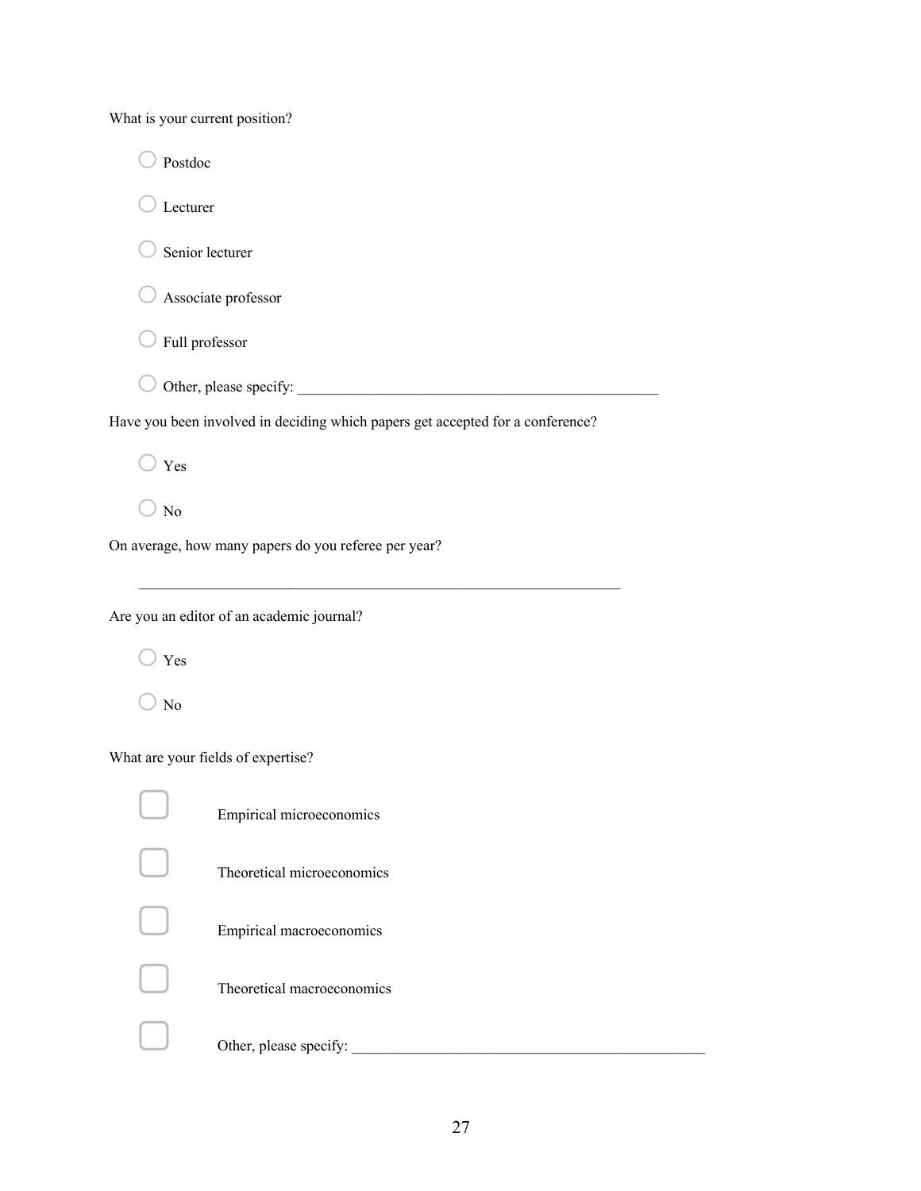What is your current position?

- ○ Postdoc
- ○ Lecturer
- ○ Senior lecturer
- ○ Associate professor
- ○ Full professor
- ○ Other, please specify: ________________________________________________

Have you been involved in deciding which papers get accepted for a conference?

- ○ Yes
- ○ No

On average, how many papers do you referee per year?

________________________________________________________________

Are you an editor of an academic journal?

- ○ Yes
- ○ No

What are your fields of expertise?

- ☐ Empirical microeconomics
- ☐ Theoretical microeconomics
- ☐ Empirical macroeconomics
- ☐ Theoretical macroeconomics
- ☐ Other, please specify: _______________________________________________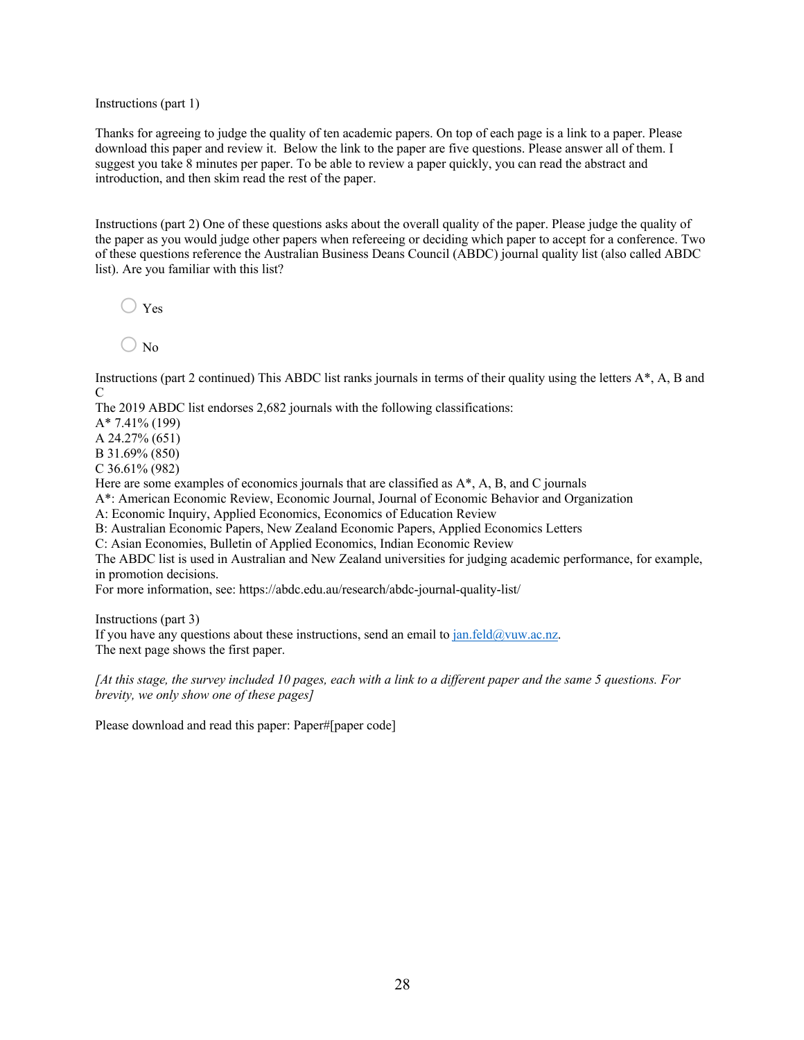Instructions (part 1)

Thanks for agreeing to judge the quality of ten academic papers. On top of each page is a link to a paper. Please download this paper and review it. Below the link to the paper are five questions. Please answer all of them. I suggest you take 8 minutes per paper. To be able to review a paper quickly, you can read the abstract and introduction, and then skim read the rest of the paper.

Instructions (part 2) One of these questions asks about the overall quality of the paper. Please judge the quality of the paper as you would judge other papers when refereeing or deciding which paper to accept for a conference. Two of these questions reference the Australian Business Deans Council (ABDC) journal quality list (also called ABDC list). Are you familiar with this list?

○ Yes

○ No

Instructions (part 2 continued) This ABDC list ranks journals in terms of their quality using the letters A*, A, B and C
The 2019 ABDC list endorses 2,682 journals with the following classifications:
A* 7.41% (199)
A 24.27% (651)
B 31.69% (850)
C 36.61% (982)
Here are some examples of economics journals that are classified as A*, A, B, and C journals
A*: American Economic Review, Economic Journal, Journal of Economic Behavior and Organization
A: Economic Inquiry, Applied Economics, Economics of Education Review
B: Australian Economic Papers, New Zealand Economic Papers, Applied Economics Letters
C: Asian Economies, Bulletin of Applied Economics, Indian Economic Review
The ABDC list is used in Australian and New Zealand universities for judging academic performance, for example, in promotion decisions.
For more information, see: https://abdc.edu.au/research/abdc-journal-quality-list/

Instructions (part 3)
If you have any questions about these instructions, send an email to jan.feld@vuw.ac.nz.
The next page shows the first paper.

*[At this stage, the survey included 10 pages, each with a link to a different paper and the same 5 questions. For brevity, we only show one of these pages]*

Please download and read this paper: Paper#[paper code]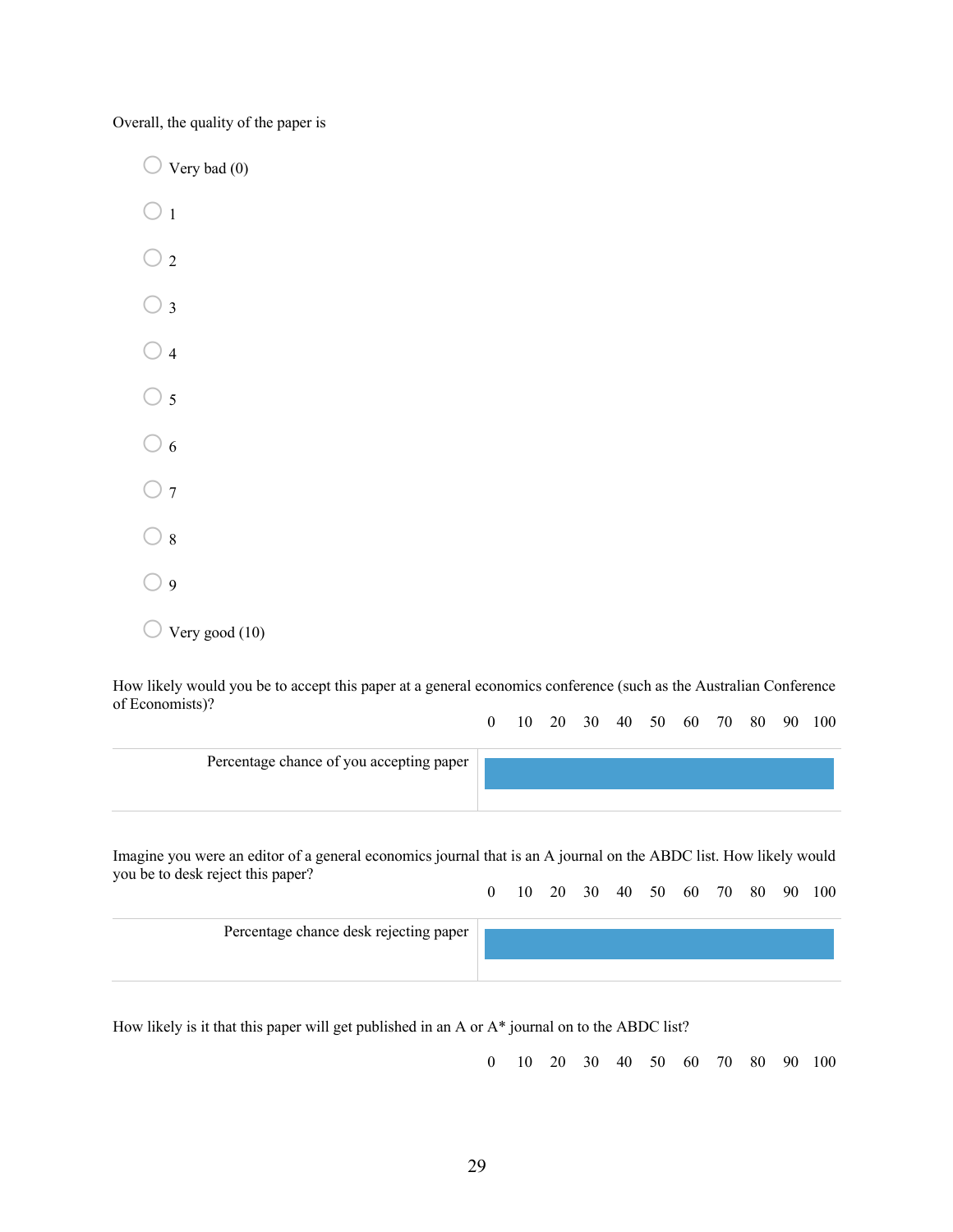Overall, the quality of the paper is

- Very bad (0)
- 1
- 2
- 3
- 4
- 5
- 6
- 7
- 8
- 9
- Very good (10)

How likely would you be to accept this paper at a general economics conference (such as the Australian Conference of Economists)?

| | 0 | 10 | 20 | 30 | 40 | 50 | 60 | 70 | 80 | 90 | 100 |
|---|---|---|---|---|---|---|---|---|---|---|---|
| Percentage chance of you accepting paper | | | | | | | | | | | |

Imagine you were an editor of a general economics journal that is an A journal on the ABDC list. How likely would you be to desk reject this paper?

| | 0 | 10 | 20 | 30 | 40 | 50 | 60 | 70 | 80 | 90 | 100 |
|---|---|---|---|---|---|---|---|---|---|---|---|
| Percentage chance desk rejecting paper | | | | | | | | | | | |

How likely is it that this paper will get published in an A or A* journal on to the ABDC list?

| | 0 | 10 | 20 | 30 | 40 | 50 | 60 | 70 | 80 | 90 | 100 |
|---|---|---|---|---|---|---|---|---|---|---|---|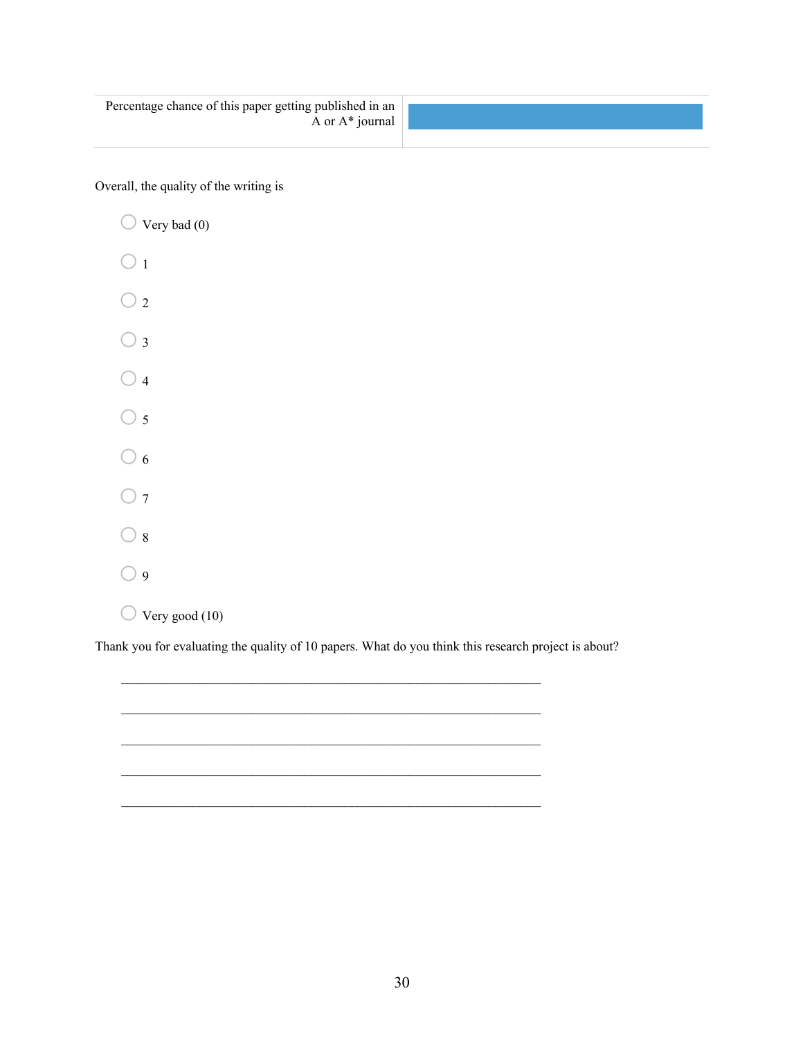| Percentage chance of this paper getting published in an A or A* journal | |
|---|---|

Overall, the quality of the writing is

- ◯ Very bad (0)
- ◯ 1
- ◯ 2
- ◯ 3
- ◯ 4
- ◯ 5
- ◯ 6
- ◯ 7
- ◯ 8
- ◯ 9
- ◯ Very good (10)

Thank you for evaluating the quality of 10 papers. What do you think this research project is about?

________________________________________________________________

________________________________________________________________

________________________________________________________________

________________________________________________________________

________________________________________________________________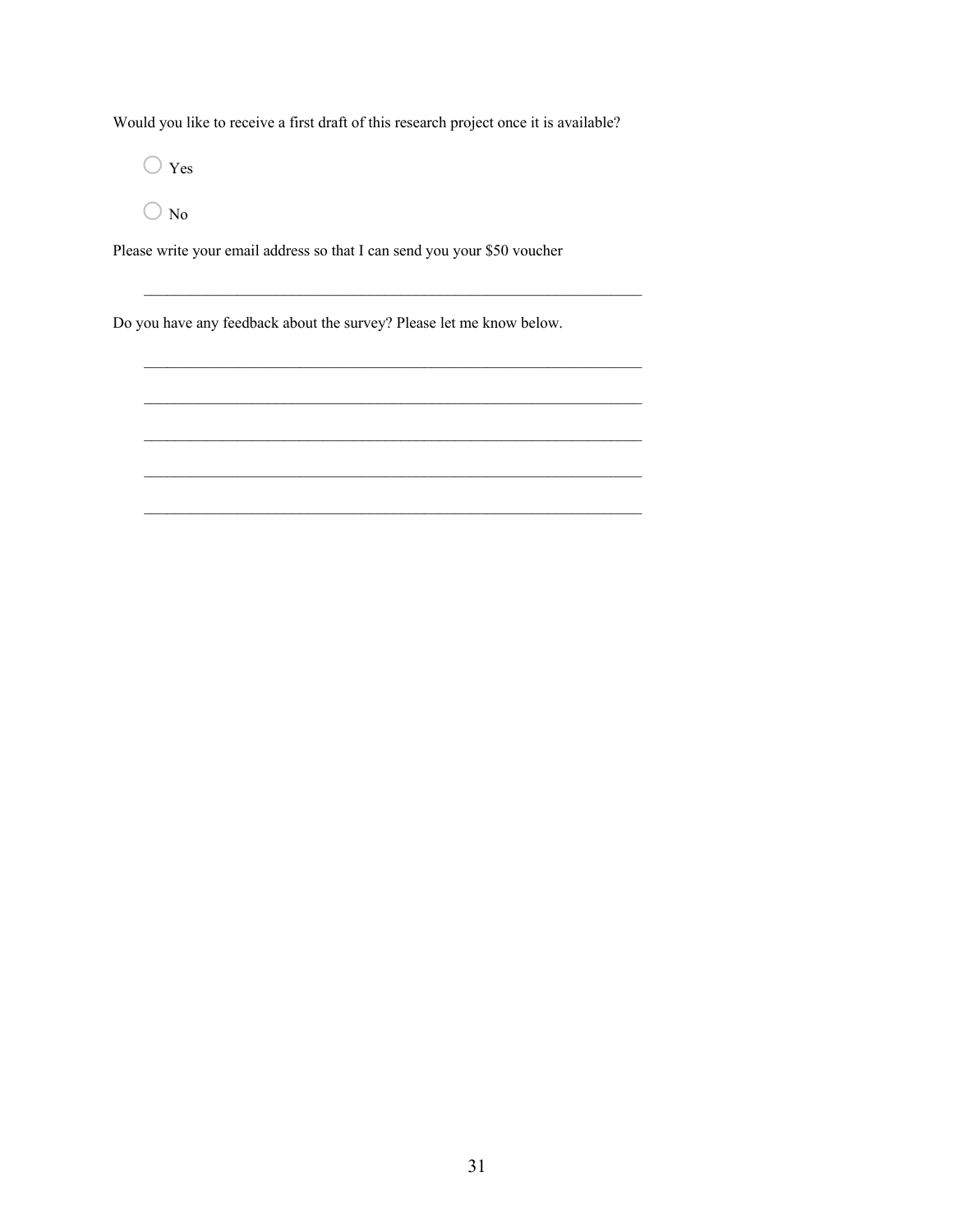Would you like to receive a first draft of this research project once it is available?

- ○ Yes
- ○ No

Please write your email address so that I can send you your $50 voucher

________________________________________________________________

Do you have any feedback about the survey? Please let me know below.

________________________________________________________________

________________________________________________________________

________________________________________________________________

________________________________________________________________

________________________________________________________________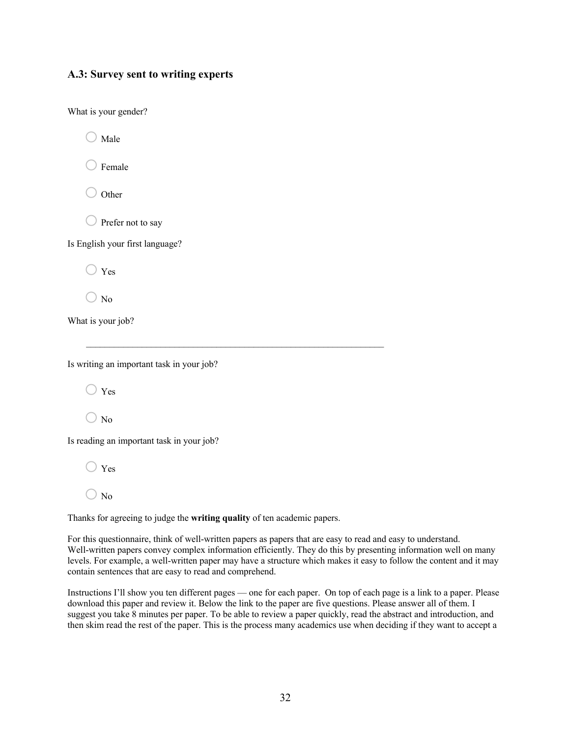### A.3: Survey sent to writing experts

What is your gender?

- ○ Male
- ○ Female
- ○ Other
- ○ Prefer not to say

Is English your first language?

- ○ Yes
- ○ No

What is your job?

________________________________________________________________

Is writing an important task in your job?

- ○ Yes
- ○ No

Is reading an important task in your job?

- ○ Yes
- ○ No

Thanks for agreeing to judge the **writing quality** of ten academic papers.

For this questionnaire, think of well-written papers as papers that are easy to read and easy to understand. Well-written papers convey complex information efficiently. They do this by presenting information well on many levels. For example, a well-written paper may have a structure which makes it easy to follow the content and it may contain sentences that are easy to read and comprehend.

Instructions I'll show you ten different pages — one for each paper. On top of each page is a link to a paper. Please download this paper and review it. Below the link to the paper are five questions. Please answer all of them. I suggest you take 8 minutes per paper. To be able to review a paper quickly, read the abstract and introduction, and then skim read the rest of the paper. This is the process many academics use when deciding if they want to accept a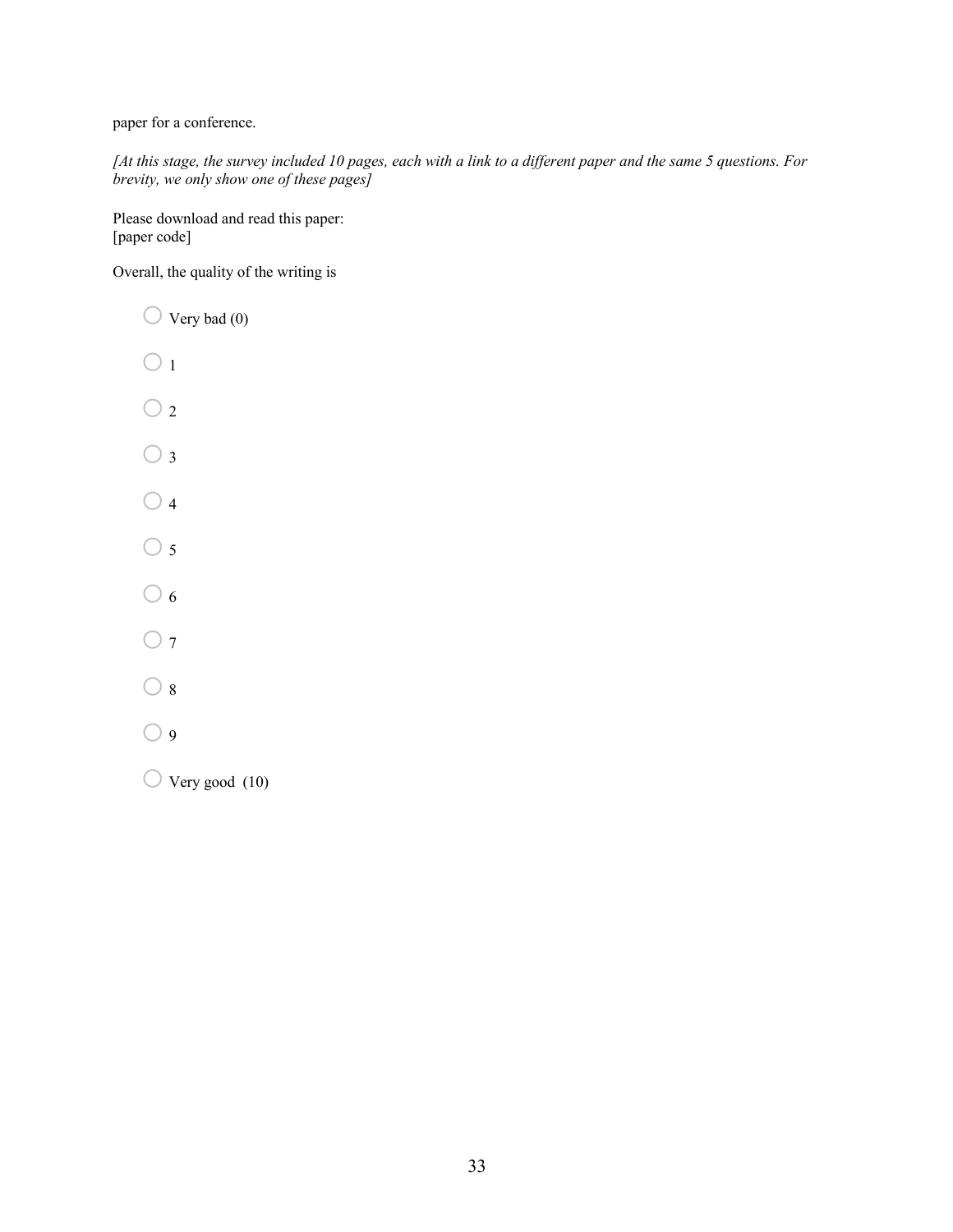paper for a conference.

*[At this stage, the survey included 10 pages, each with a link to a different paper and the same 5 questions. For brevity, we only show one of these pages]*

Please download and read this paper:
[paper code]

Overall, the quality of the writing is

- ○ Very bad (0)
- ○ 1
- ○ 2
- ○ 3
- ○ 4
- ○ 5
- ○ 6
- ○ 7
- ○ 8
- ○ 9
- ○ Very good (10)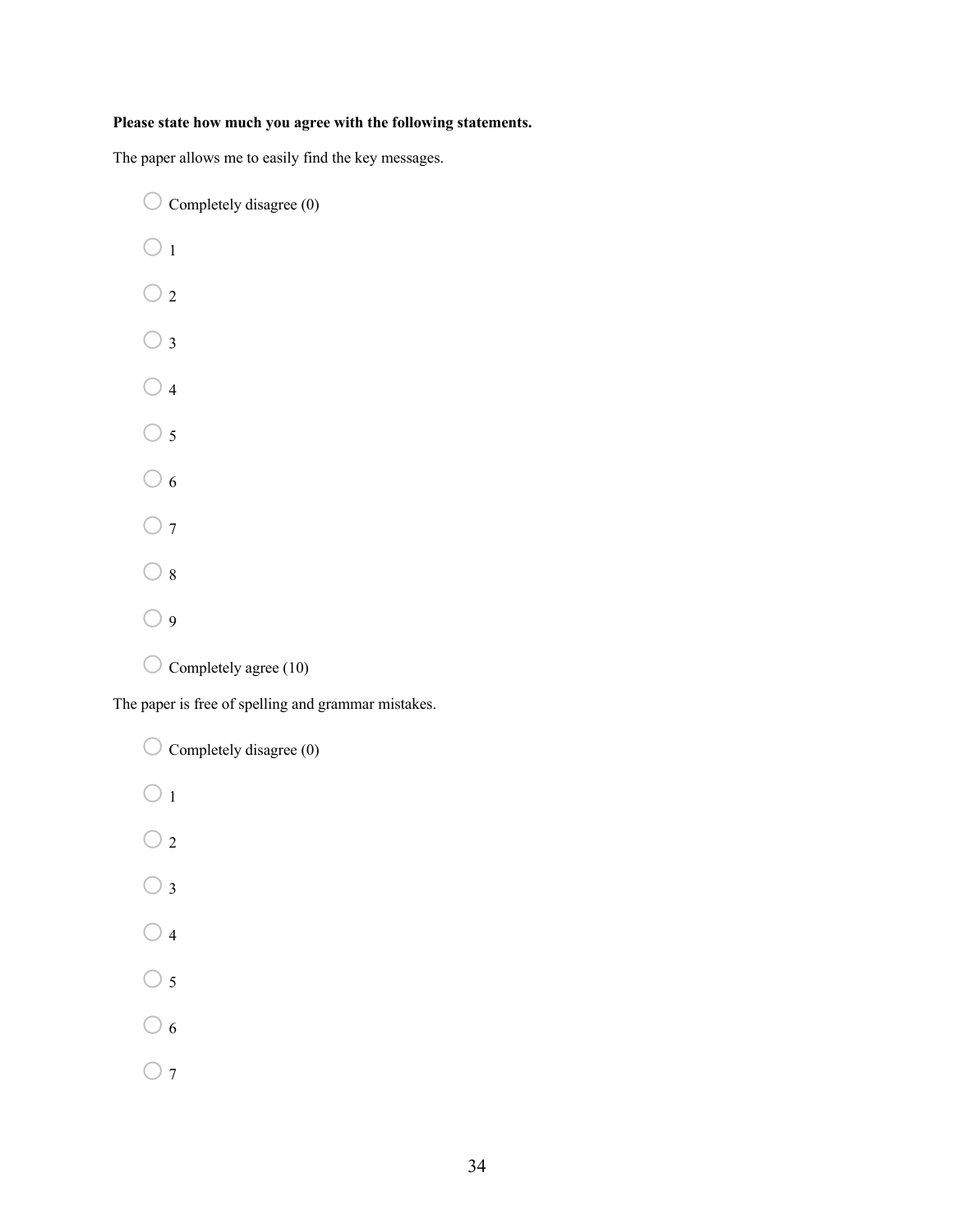**Please state how much you agree with the following statements.**

The paper allows me to easily find the key messages.

- Completely disagree (0)
- 1
- 2
- 3
- 4
- 5
- 6
- 7
- 8
- 9
- Completely agree (10)

The paper is free of spelling and grammar mistakes.

- Completely disagree (0)
- 1
- 2
- 3
- 4
- 5
- 6
- 7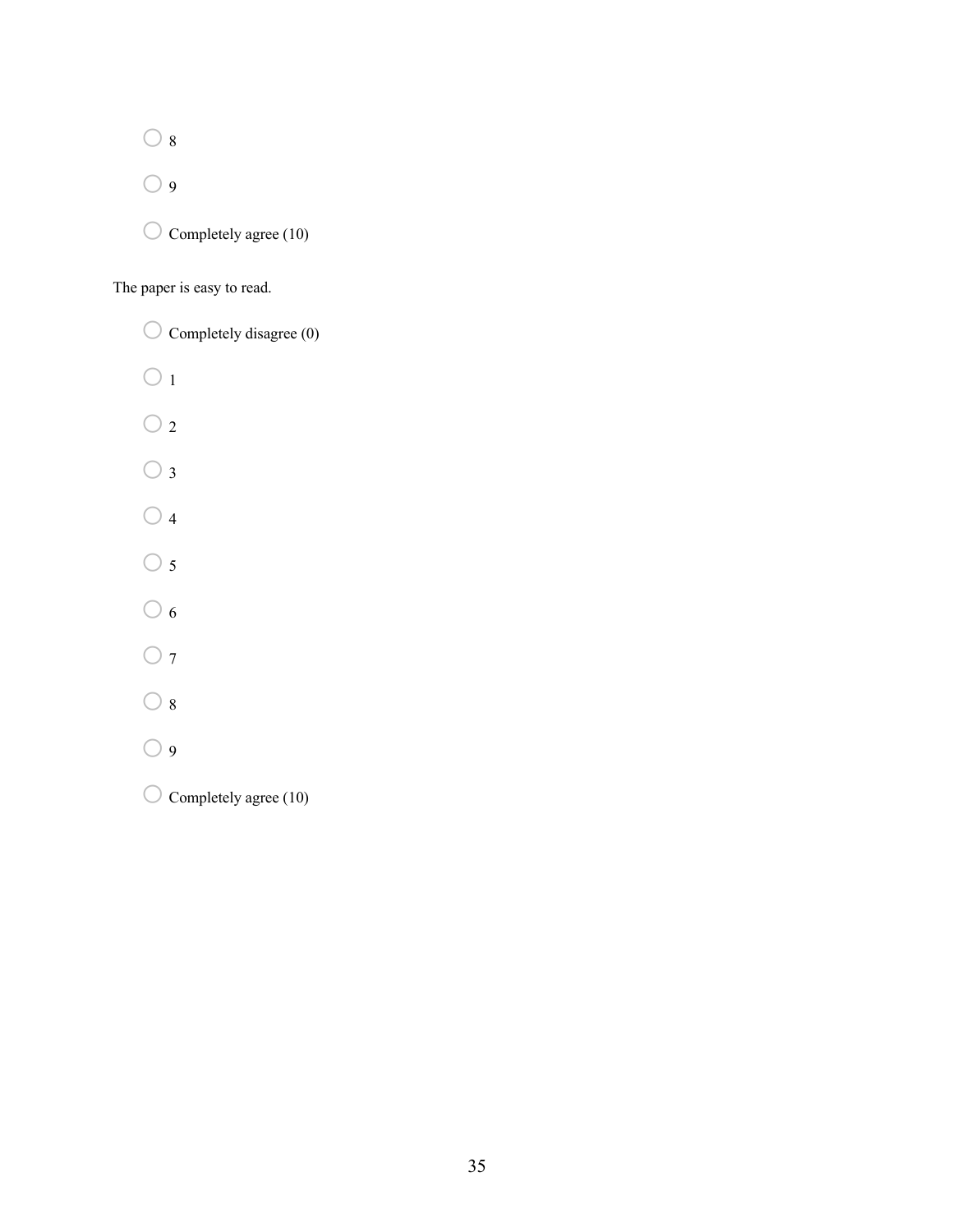- ○ 8
- ○ 9
- ○ Completely agree (10)

The paper is easy to read.

- ○ Completely disagree (0)
- ○ 1
- ○ 2
- ○ 3
- ○ 4
- ○ 5
- ○ 6
- ○ 7
- ○ 8
- ○ 9
- ○ Completely agree (10)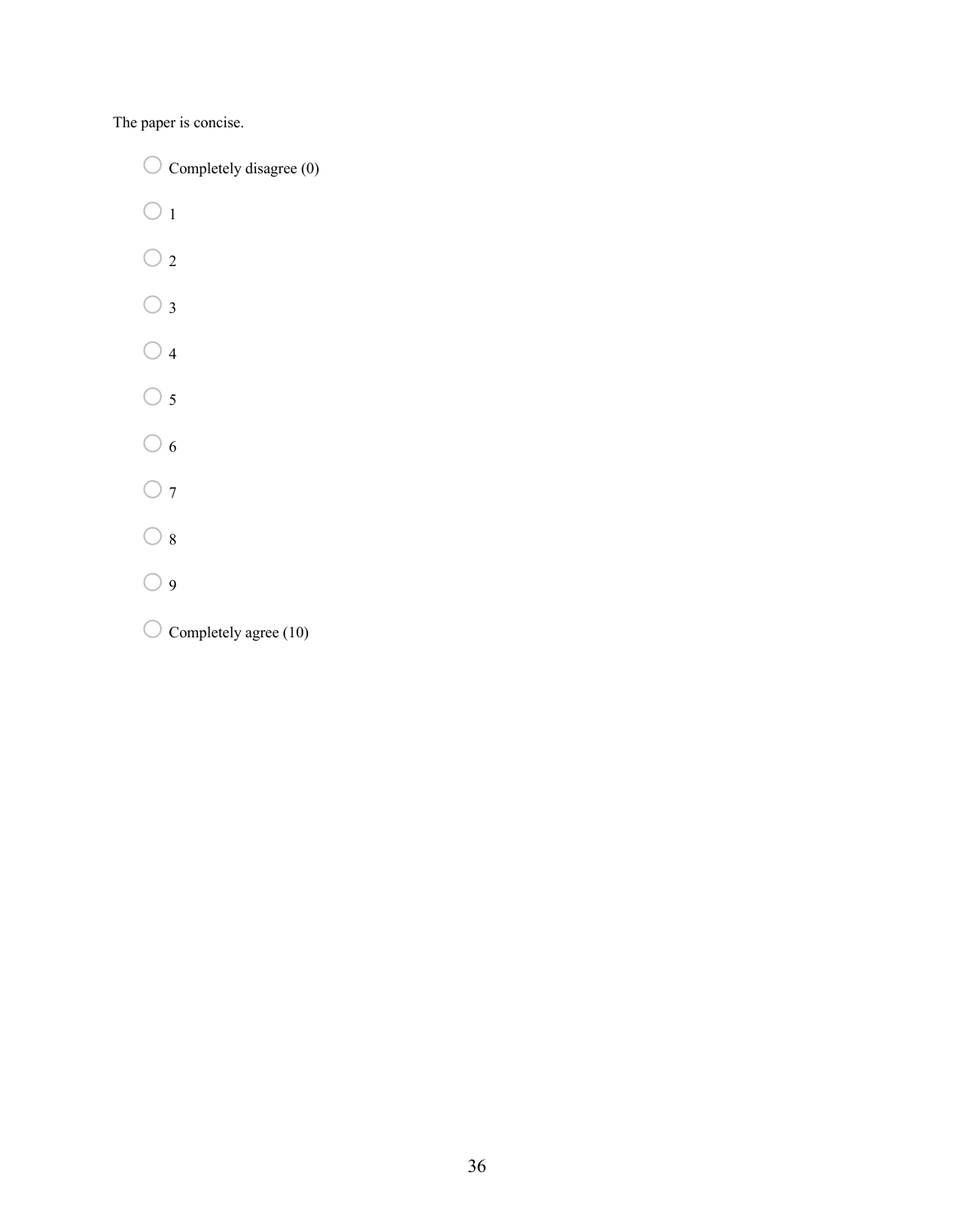The paper is concise.

- ○ Completely disagree (0)
- ○ 1
- ○ 2
- ○ 3
- ○ 4
- ○ 5
- ○ 6
- ○ 7
- ○ 8
- ○ 9
- ○ Completely agree (10)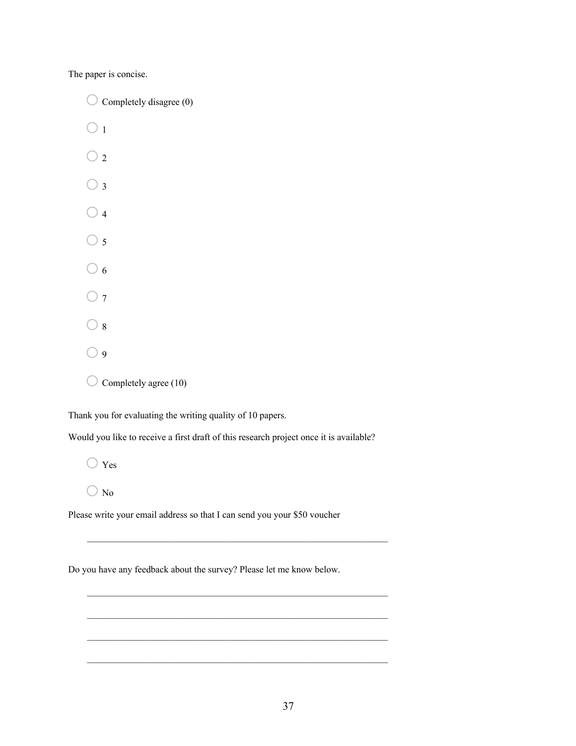The paper is concise.

- ○ Completely disagree (0)
- ○ 1
- ○ 2
- ○ 3
- ○ 4
- ○ 5
- ○ 6
- ○ 7
- ○ 8
- ○ 9
- ○ Completely agree (10)

Thank you for evaluating the writing quality of 10 papers.

Would you like to receive a first draft of this research project once it is available?

- ○ Yes
- ○ No

Please write your email address so that I can send you your $50 voucher

________________________________________________________________

Do you have any feedback about the survey? Please let me know below.

________________________________________________________________

________________________________________________________________

________________________________________________________________

________________________________________________________________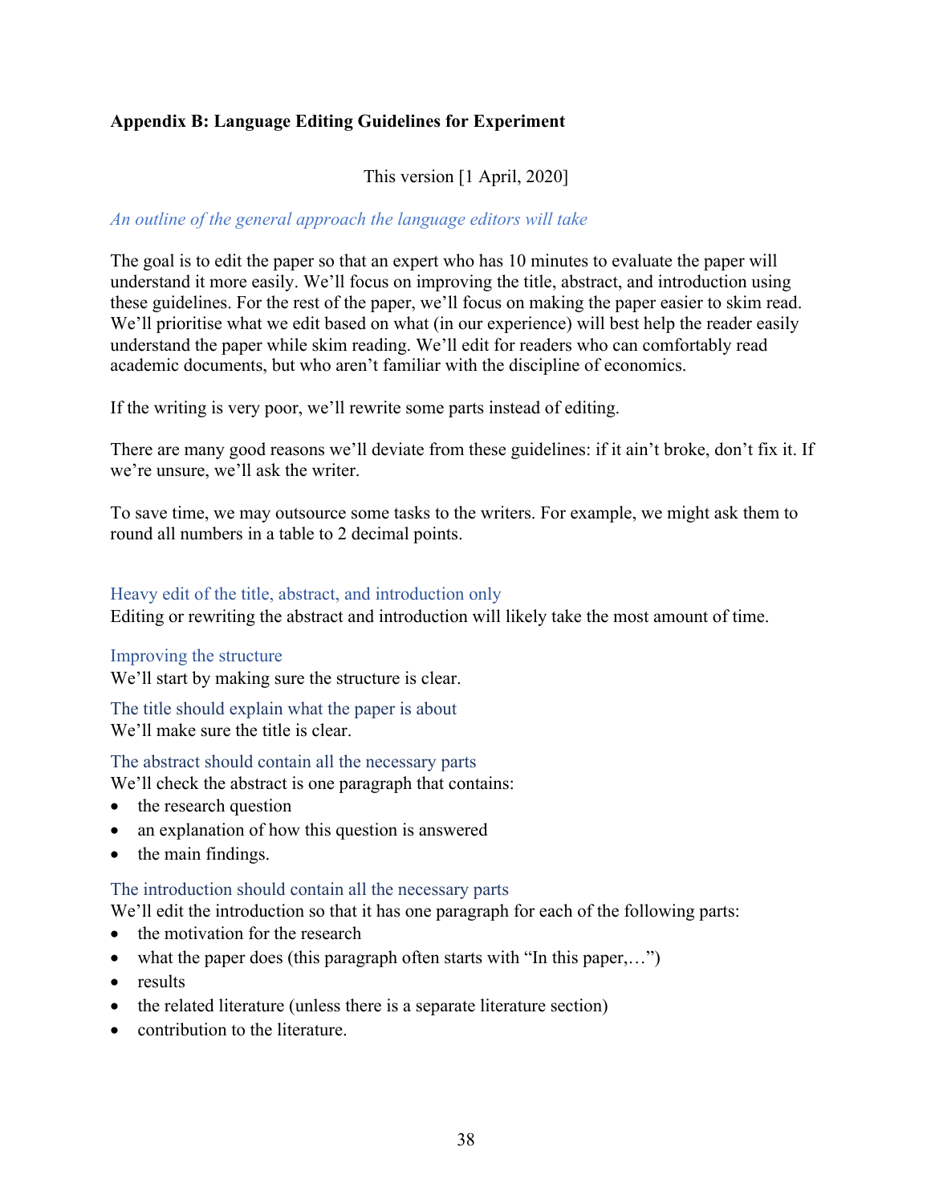## Appendix B: Language Editing Guidelines for Experiment

This version [1 April, 2020]

*An outline of the general approach the language editors will take*

The goal is to edit the paper so that an expert who has 10 minutes to evaluate the paper will understand it more easily. We'll focus on improving the title, abstract, and introduction using these guidelines. For the rest of the paper, we'll focus on making the paper easier to skim read. We'll prioritise what we edit based on what (in our experience) will best help the reader easily understand the paper while skim reading. We'll edit for readers who can comfortably read academic documents, but who aren't familiar with the discipline of economics.

If the writing is very poor, we'll rewrite some parts instead of editing.

There are many good reasons we'll deviate from these guidelines: if it ain't broke, don't fix it. If we're unsure, we'll ask the writer.

To save time, we may outsource some tasks to the writers. For example, we might ask them to round all numbers in a table to 2 decimal points.

### Heavy edit of the title, abstract, and introduction only

Editing or rewriting the abstract and introduction will likely take the most amount of time.

### Improving the structure

We'll start by making sure the structure is clear.

### The title should explain what the paper is about

We'll make sure the title is clear.

### The abstract should contain all the necessary parts

We'll check the abstract is one paragraph that contains:

- the research question
- an explanation of how this question is answered
- the main findings.

### The introduction should contain all the necessary parts

We'll edit the introduction so that it has one paragraph for each of the following parts:

- the motivation for the research
- what the paper does (this paragraph often starts with "In this paper,…")
- results
- the related literature (unless there is a separate literature section)
- contribution to the literature.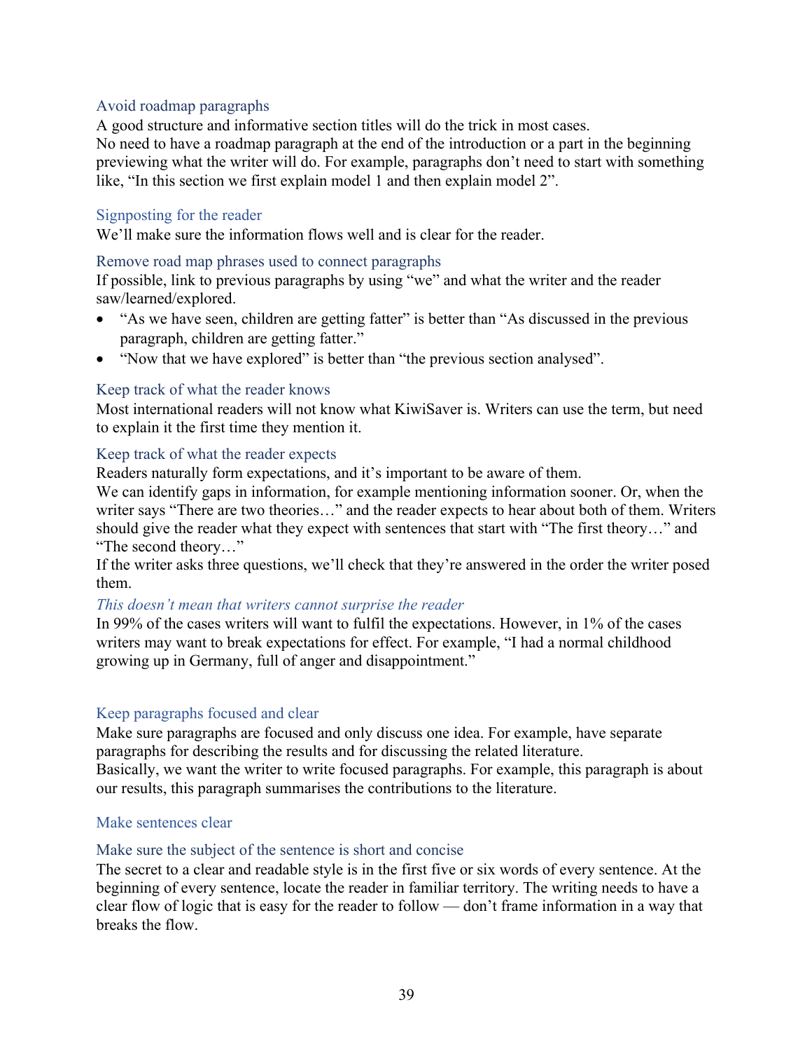### Avoid roadmap paragraphs

A good structure and informative section titles will do the trick in most cases.
No need to have a roadmap paragraph at the end of the introduction or a part in the beginning previewing what the writer will do. For example, paragraphs don't need to start with something like, "In this section we first explain model 1 and then explain model 2".

### Signposting for the reader

We'll make sure the information flows well and is clear for the reader.

### Remove road map phrases used to connect paragraphs

If possible, link to previous paragraphs by using "we" and what the writer and the reader saw/learned/explored.

- "As we have seen, children are getting fatter" is better than "As discussed in the previous paragraph, children are getting fatter."
- "Now that we have explored" is better than "the previous section analysed".

### Keep track of what the reader knows

Most international readers will not know what KiwiSaver is. Writers can use the term, but need to explain it the first time they mention it.

### Keep track of what the reader expects

Readers naturally form expectations, and it's important to be aware of them.
We can identify gaps in information, for example mentioning information sooner. Or, when the writer says "There are two theories…" and the reader expects to hear about both of them. Writers should give the reader what they expect with sentences that start with "The first theory…" and "The second theory…"
If the writer asks three questions, we'll check that they're answered in the order the writer posed them.

#### *This doesn't mean that writers cannot surprise the reader*

In 99% of the cases writers will want to fulfil the expectations. However, in 1% of the cases writers may want to break expectations for effect. For example, "I had a normal childhood growing up in Germany, full of anger and disappointment."

### Keep paragraphs focused and clear

Make sure paragraphs are focused and only discuss one idea. For example, have separate paragraphs for describing the results and for discussing the related literature.
Basically, we want the writer to write focused paragraphs. For example, this paragraph is about our results, this paragraph summarises the contributions to the literature.

### Make sentences clear

### Make sure the subject of the sentence is short and concise

The secret to a clear and readable style is in the first five or six words of every sentence. At the beginning of every sentence, locate the reader in familiar territory. The writing needs to have a clear flow of logic that is easy for the reader to follow — don't frame information in a way that breaks the flow.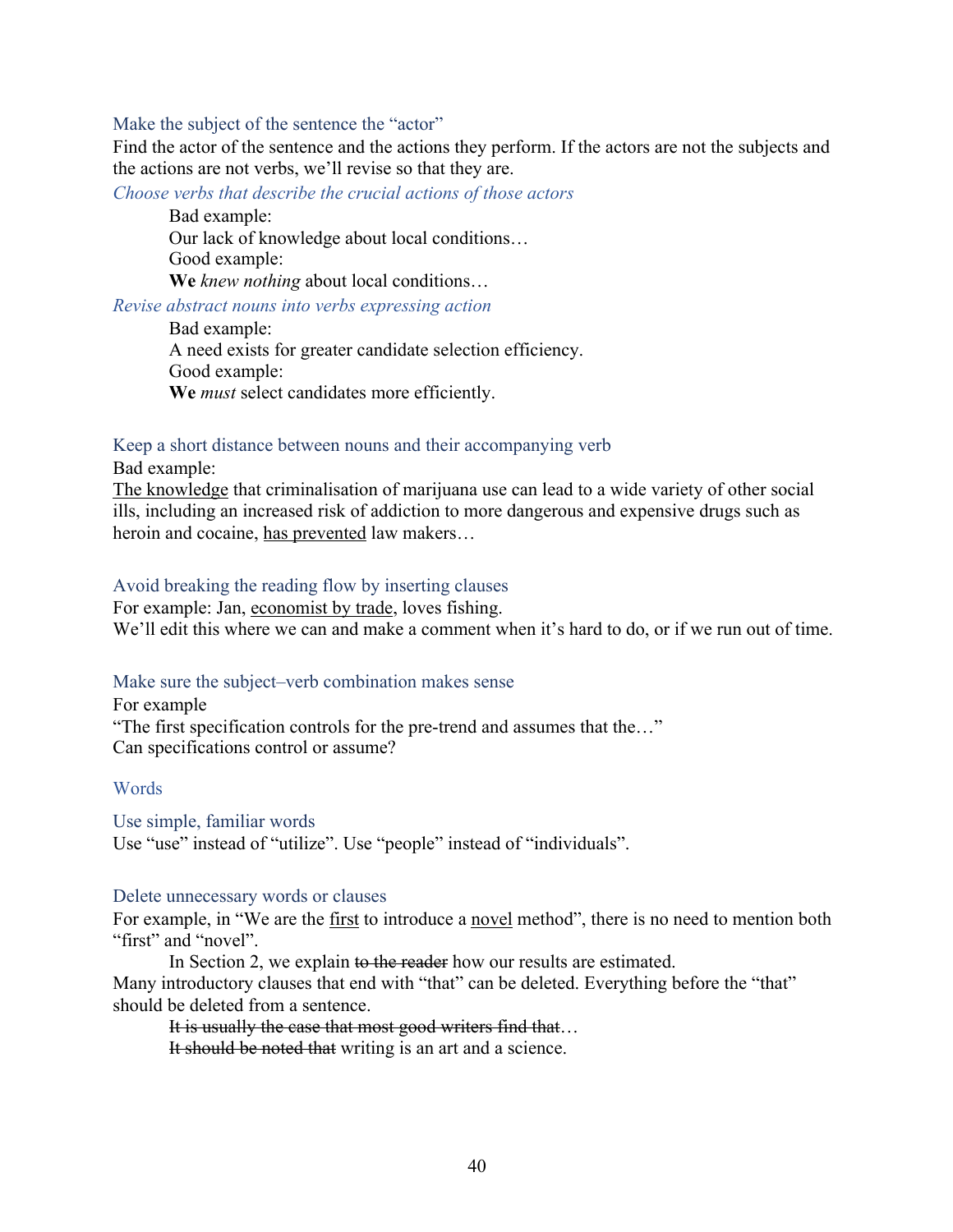### Make the subject of the sentence the "actor"

Find the actor of the sentence and the actions they perform. If the actors are not the subjects and the actions are not verbs, we'll revise so that they are.

#### *Choose verbs that describe the crucial actions of those actors*

> Bad example:
> Our lack of knowledge about local conditions…
> Good example:
> **We** *knew nothing* about local conditions…

#### *Revise abstract nouns into verbs expressing action*

> Bad example:
> A need exists for greater candidate selection efficiency.
> Good example:
> **We** *must* select candidates more efficiently.

### Keep a short distance between nouns and their accompanying verb

Bad example:
<u>The knowledge</u> that criminalisation of marijuana use can lead to a wide variety of other social ills, including an increased risk of addiction to more dangerous and expensive drugs such as heroin and cocaine, <u>has prevented</u> law makers…

### Avoid breaking the reading flow by inserting clauses

For example: Jan, <u>economist by trade</u>, loves fishing.
We'll edit this where we can and make a comment when it's hard to do, or if we run out of time.

### Make sure the subject–verb combination makes sense

For example
"The first specification controls for the pre-trend and assumes that the…"
Can specifications control or assume?

## Words

### Use simple, familiar words

Use "use" instead of "utilize". Use "people" instead of "individuals".

### Delete unnecessary words or clauses

For example, in "We are the <u>first</u> to introduce a <u>novel</u> method", there is no need to mention both "first" and "novel".

> In Section 2, we explain ~~to the reader~~ how our results are estimated.

Many introductory clauses that end with "that" can be deleted. Everything before the "that" should be deleted from a sentence.

> ~~It is usually the case that most good writers find that~~…
> ~~It should be noted that~~ writing is an art and a science.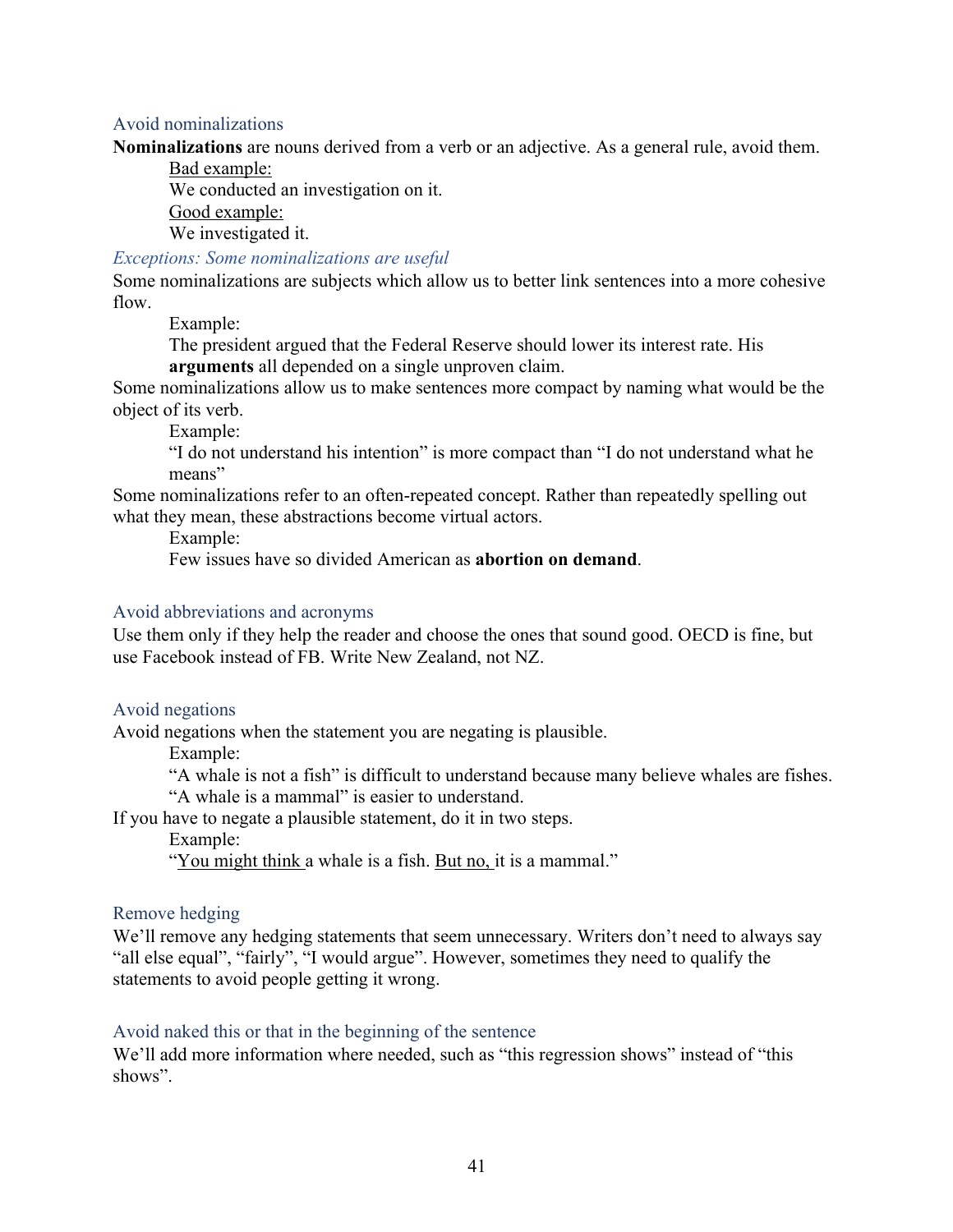### Avoid nominalizations

**Nominalizations** are nouns derived from a verb or an adjective. As a general rule, avoid them.

> <u>Bad example:</u>
> We conducted an investigation on it.
> <u>Good example:</u>
> We investigated it.

#### *Exceptions: Some nominalizations are useful*

Some nominalizations are subjects which allow us to better link sentences into a more cohesive flow.

> Example:
> The president argued that the Federal Reserve should lower its interest rate. His **arguments** all depended on a single unproven claim.

Some nominalizations allow us to make sentences more compact by naming what would be the object of its verb.

> Example:
> "I do not understand his intention" is more compact than "I do not understand what he means"

Some nominalizations refer to an often-repeated concept. Rather than repeatedly spelling out what they mean, these abstractions become virtual actors.

> Example:
> Few issues have so divided American as **abortion on demand**.

### Avoid abbreviations and acronyms

Use them only if they help the reader and choose the ones that sound good. OECD is fine, but use Facebook instead of FB. Write New Zealand, not NZ.

### Avoid negations

Avoid negations when the statement you are negating is plausible.

> Example:
> "A whale is not a fish" is difficult to understand because many believe whales are fishes.
> "A whale is a mammal" is easier to understand.

If you have to negate a plausible statement, do it in two steps.

> Example:
> "<u>You might think</u> a whale is a fish. <u>But no,</u> it is a mammal."

### Remove hedging

We'll remove any hedging statements that seem unnecessary. Writers don't need to always say "all else equal", "fairly", "I would argue". However, sometimes they need to qualify the statements to avoid people getting it wrong.

### Avoid naked this or that in the beginning of the sentence

We'll add more information where needed, such as "this regression shows" instead of "this shows".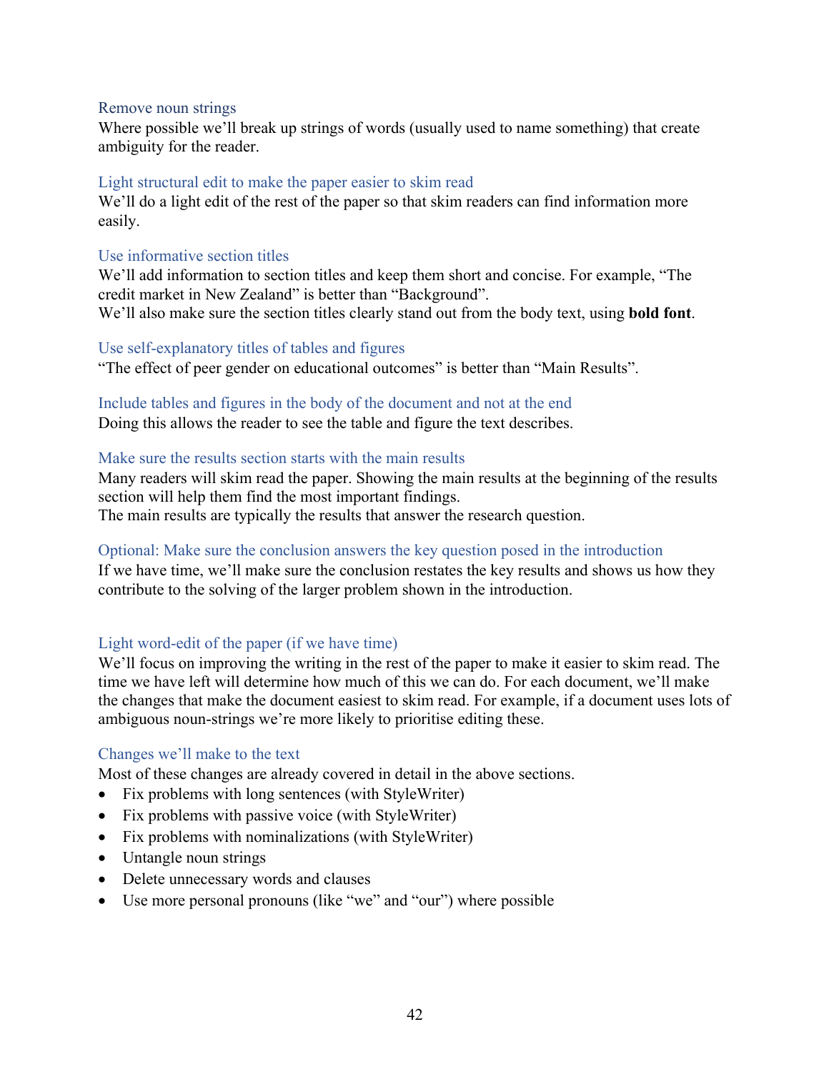### Remove noun strings

Where possible we'll break up strings of words (usually used to name something) that create ambiguity for the reader.

### Light structural edit to make the paper easier to skim read

We'll do a light edit of the rest of the paper so that skim readers can find information more easily.

### Use informative section titles

We'll add information to section titles and keep them short and concise. For example, "The credit market in New Zealand" is better than "Background".
We'll also make sure the section titles clearly stand out from the body text, using **bold font**.

### Use self-explanatory titles of tables and figures

"The effect of peer gender on educational outcomes" is better than "Main Results".

### Include tables and figures in the body of the document and not at the end

Doing this allows the reader to see the table and figure the text describes.

### Make sure the results section starts with the main results

Many readers will skim read the paper. Showing the main results at the beginning of the results section will help them find the most important findings.
The main results are typically the results that answer the research question.

### Optional: Make sure the conclusion answers the key question posed in the introduction

If we have time, we'll make sure the conclusion restates the key results and shows us how they contribute to the solving of the larger problem shown in the introduction.

### Light word-edit of the paper (if we have time)

We'll focus on improving the writing in the rest of the paper to make it easier to skim read. The time we have left will determine how much of this we can do. For each document, we'll make the changes that make the document easiest to skim read. For example, if a document uses lots of ambiguous noun-strings we're more likely to prioritise editing these.

### Changes we'll make to the text

Most of these changes are already covered in detail in the above sections.

- Fix problems with long sentences (with StyleWriter)
- Fix problems with passive voice (with StyleWriter)
- Fix problems with nominalizations (with StyleWriter)
- Untangle noun strings
- Delete unnecessary words and clauses
- Use more personal pronouns (like "we" and "our") where possible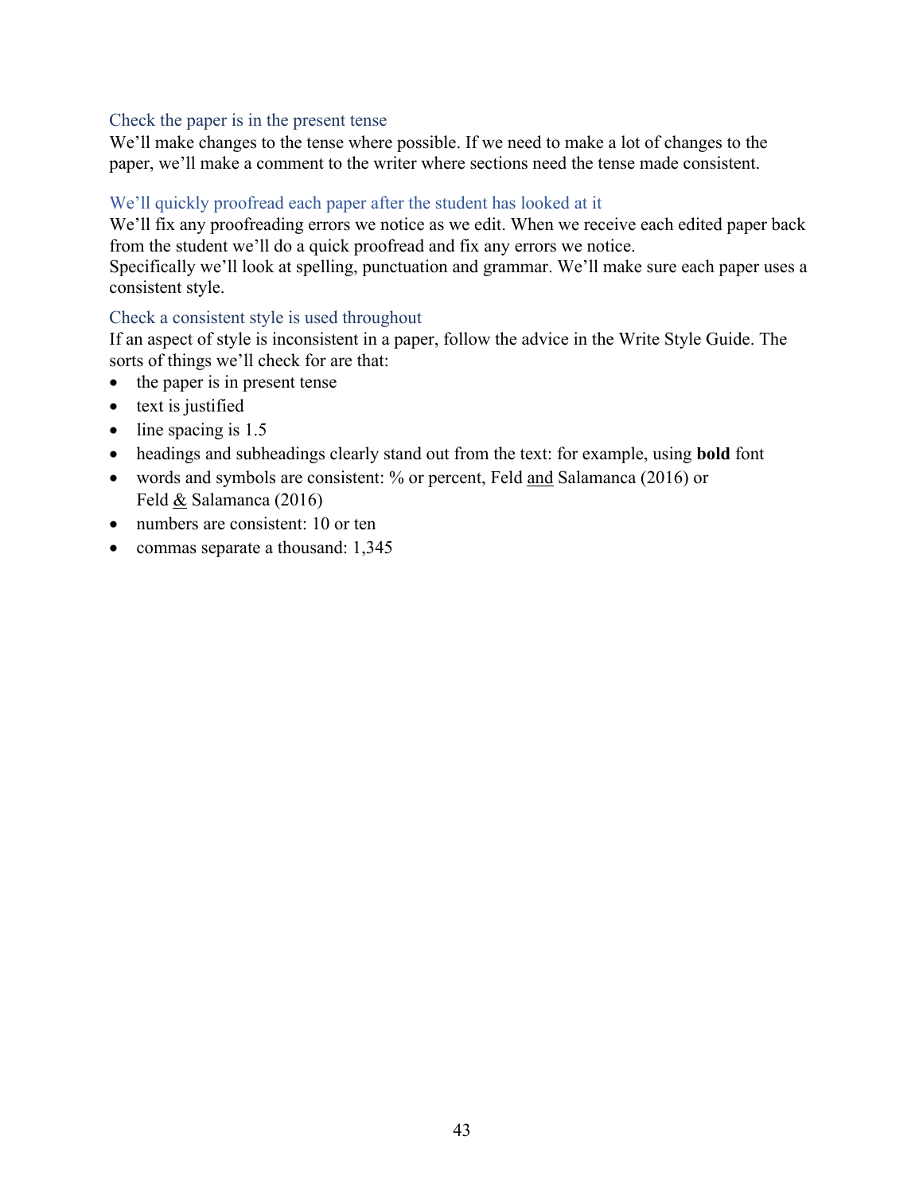### Check the paper is in the present tense

We'll make changes to the tense where possible. If we need to make a lot of changes to the paper, we'll make a comment to the writer where sections need the tense made consistent.

### We'll quickly proofread each paper after the student has looked at it

We'll fix any proofreading errors we notice as we edit. When we receive each edited paper back from the student we'll do a quick proofread and fix any errors we notice.
Specifically we'll look at spelling, punctuation and grammar. We'll make sure each paper uses a consistent style.

### Check a consistent style is used throughout

If an aspect of style is inconsistent in a paper, follow the advice in the Write Style Guide. The sorts of things we'll check for are that:

- the paper is in present tense
- text is justified
- line spacing is 1.5
- headings and subheadings clearly stand out from the text: for example, using **bold** font
- words and symbols are consistent: % or percent, Feld <u>and</u> Salamanca (2016) or Feld <u>&</u> Salamanca (2016)
- numbers are consistent: 10 or ten
- commas separate a thousand: 1,345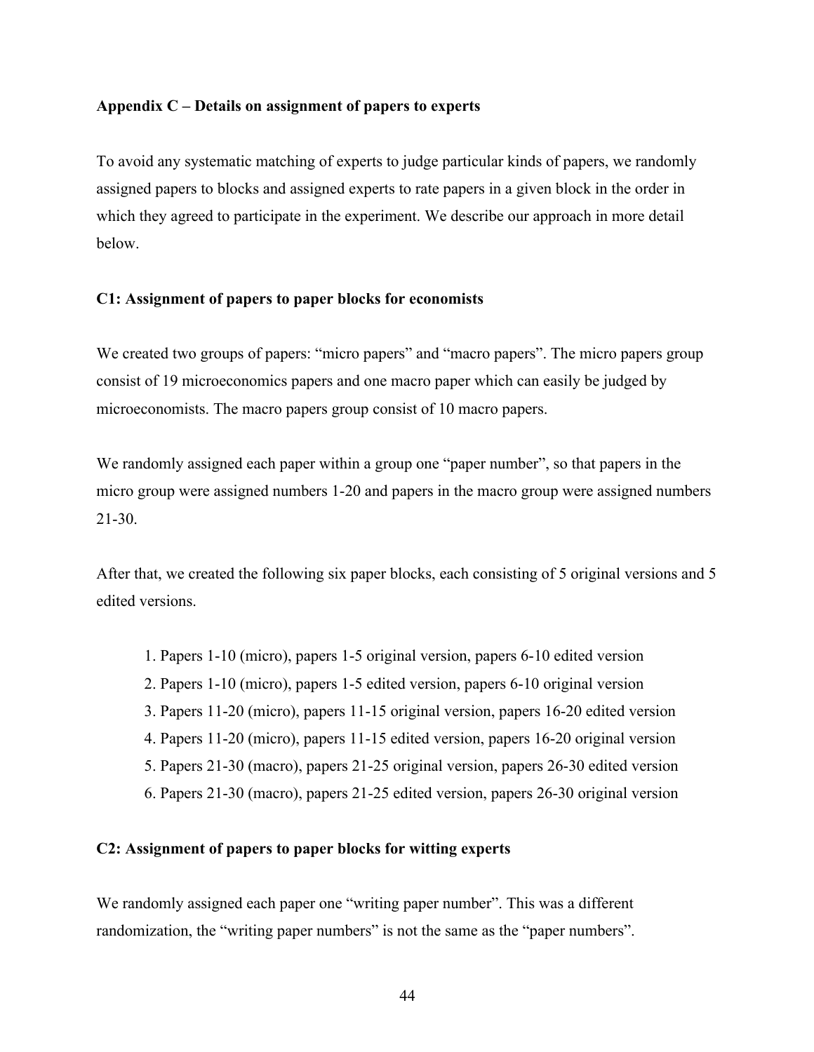### Appendix C – Details on assignment of papers to experts

To avoid any systematic matching of experts to judge particular kinds of papers, we randomly assigned papers to blocks and assigned experts to rate papers in a given block in the order in which they agreed to participate in the experiment. We describe our approach in more detail below.

#### C1: Assignment of papers to paper blocks for economists

We created two groups of papers: "micro papers" and "macro papers". The micro papers group consist of 19 microeconomics papers and one macro paper which can easily be judged by microeconomists. The macro papers group consist of 10 macro papers.

We randomly assigned each paper within a group one "paper number", so that papers in the micro group were assigned numbers 1-20 and papers in the macro group were assigned numbers 21-30.

After that, we created the following six paper blocks, each consisting of 5 original versions and 5 edited versions.

1. Papers 1-10 (micro), papers 1-5 original version, papers 6-10 edited version
2. Papers 1-10 (micro), papers 1-5 edited version, papers 6-10 original version
3. Papers 11-20 (micro), papers 11-15 original version, papers 16-20 edited version
4. Papers 11-20 (micro), papers 11-15 edited version, papers 16-20 original version
5. Papers 21-30 (macro), papers 21-25 original version, papers 26-30 edited version
6. Papers 21-30 (macro), papers 21-25 edited version, papers 26-30 original version

#### C2: Assignment of papers to paper blocks for witting experts

We randomly assigned each paper one "writing paper number". This was a different randomization, the "writing paper numbers" is not the same as the "paper numbers".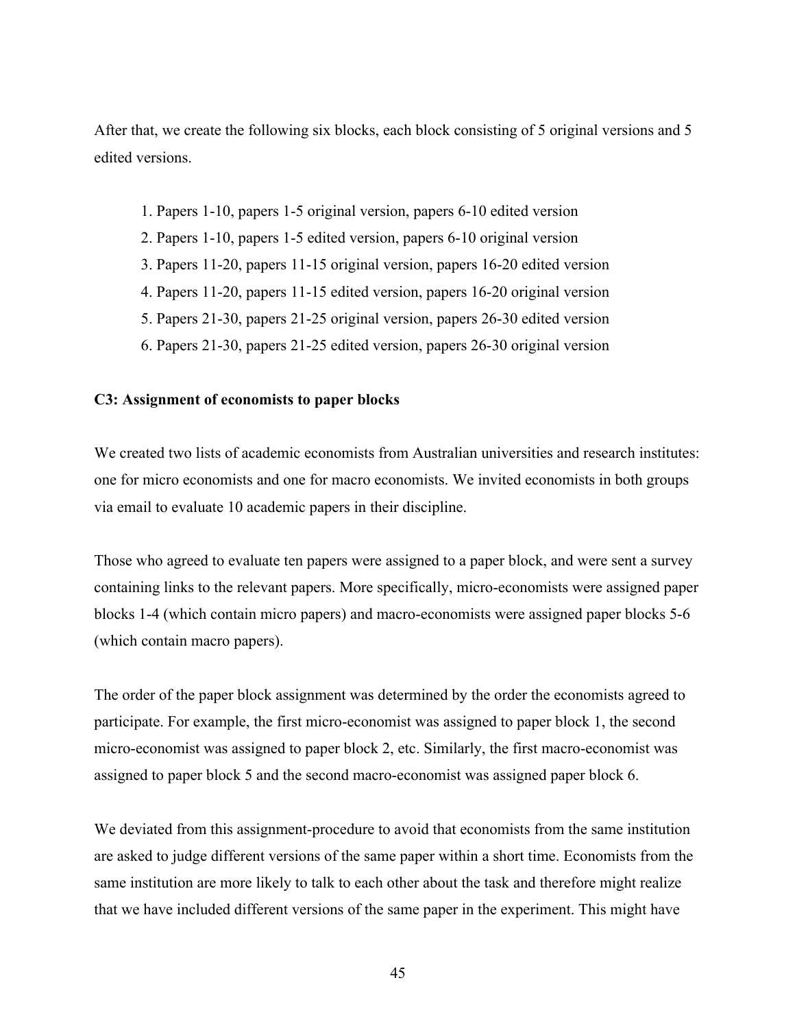After that, we create the following six blocks, each block consisting of 5 original versions and 5 edited versions.

1. Papers 1-10, papers 1-5 original version, papers 6-10 edited version
2. Papers 1-10, papers 1-5 edited version, papers 6-10 original version
3. Papers 11-20, papers 11-15 original version, papers 16-20 edited version
4. Papers 11-20, papers 11-15 edited version, papers 16-20 original version
5. Papers 21-30, papers 21-25 original version, papers 26-30 edited version
6. Papers 21-30, papers 21-25 edited version, papers 26-30 original version

**C3: Assignment of economists to paper blocks**

We created two lists of academic economists from Australian universities and research institutes: one for micro economists and one for macro economists. We invited economists in both groups via email to evaluate 10 academic papers in their discipline.

Those who agreed to evaluate ten papers were assigned to a paper block, and were sent a survey containing links to the relevant papers. More specifically, micro-economists were assigned paper blocks 1-4 (which contain micro papers) and macro-economists were assigned paper blocks 5-6 (which contain macro papers).

The order of the paper block assignment was determined by the order the economists agreed to participate. For example, the first micro-economist was assigned to paper block 1, the second micro-economist was assigned to paper block 2, etc. Similarly, the first macro-economist was assigned to paper block 5 and the second macro-economist was assigned paper block 6.

We deviated from this assignment-procedure to avoid that economists from the same institution are asked to judge different versions of the same paper within a short time. Economists from the same institution are more likely to talk to each other about the task and therefore might realize that we have included different versions of the same paper in the experiment. This might have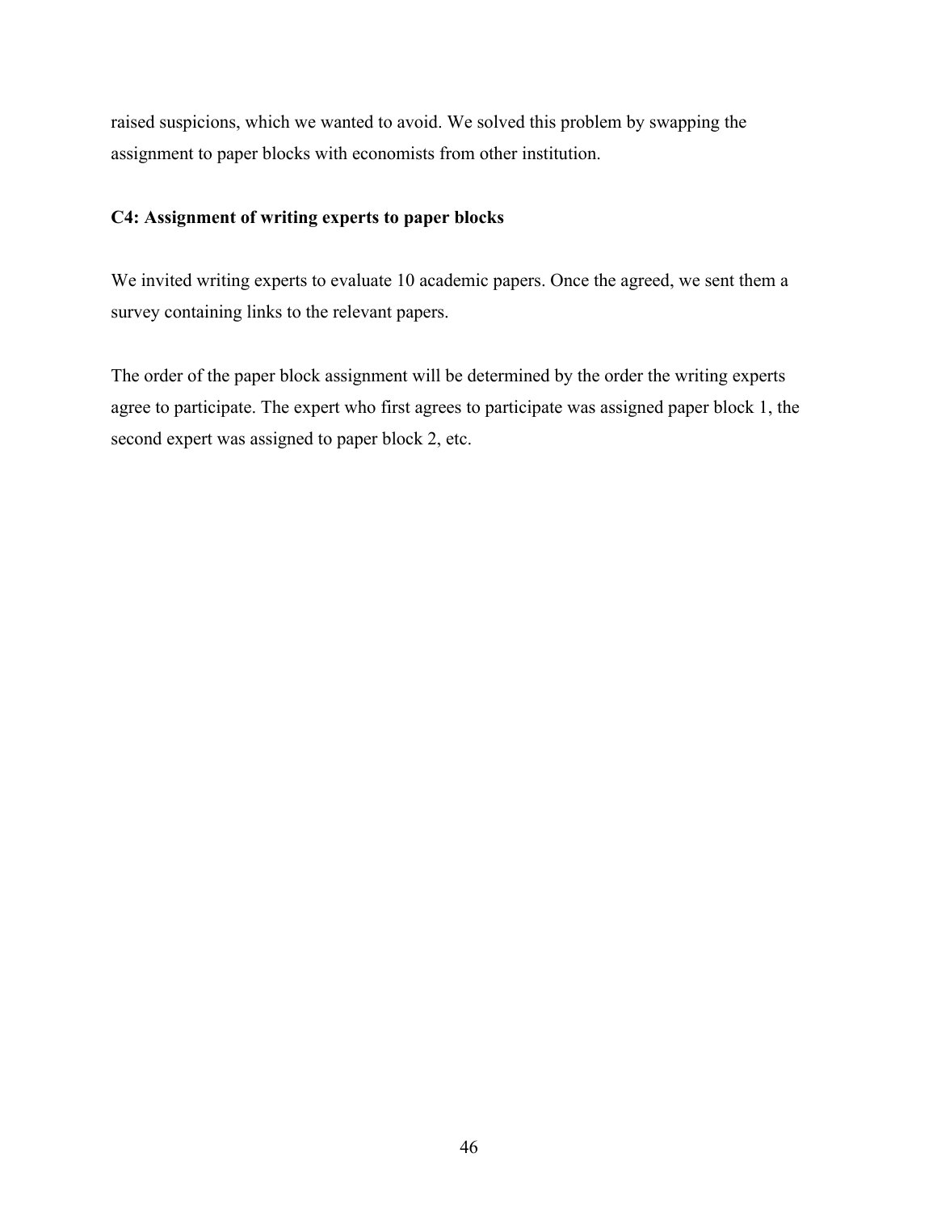raised suspicions, which we wanted to avoid. We solved this problem by swapping the assignment to paper blocks with economists from other institution.

**C4: Assignment of writing experts to paper blocks**

We invited writing experts to evaluate 10 academic papers. Once the agreed, we sent them a survey containing links to the relevant papers.

The order of the paper block assignment will be determined by the order the writing experts agree to participate. The expert who first agrees to participate was assigned paper block 1, the second expert was assigned to paper block 2, etc.